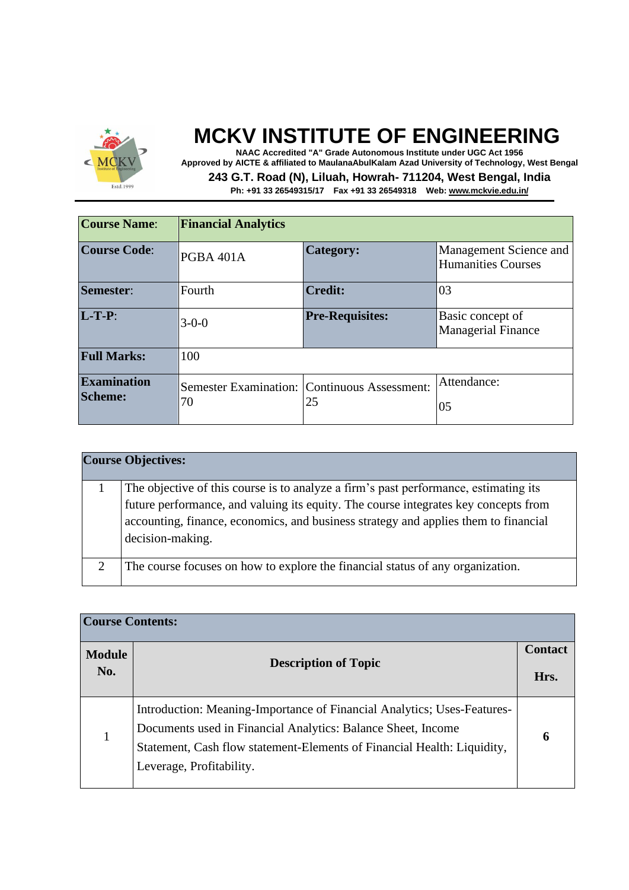# MCKV INSTITUTE OF ENGINEERING

**NAAC Accredited "A" Grade Autonomous Institute under UGC Act 1956**
**Approved by AICTE & affiliated to MaulanaAbulKalam Azad University of Technology, West Bengal**
**243 G.T. Road (N), Liluah, Howrah- 711204, West Bengal, India**
**Ph: +91 33 26549315/17 Fax +91 33 26549318 Web: www.mckvie.edu.in/**

| **Course Name**: | **Financial Analytics** | | |
|---|---|---|---|
| **Course Code**: | PGBA 401A | **Category:** | Management Science and Humanities Courses |
| **Semester**: | Fourth | **Credit:** | 03 |
| **L-T-P**: | 3-0-0 | **Pre-Requisites:** | Basic concept of Managerial Finance |
| **Full Marks:** | 100 | | |
| **Examination Scheme:** | Semester Examination: 70 | Continuous Assessment: 25 | Attendance: 05 |

| **Course Objectives:** | |
|---|---|
| 1 | The objective of this course is to analyze a firm's past performance, estimating its future performance, and valuing its equity. The course integrates key concepts from accounting, finance, economics, and business strategy and applies them to financial decision-making. |
| 2 | The course focuses on how to explore the financial status of any organization. |

**Course Contents:**

| **Module No.** | **Description of Topic** | **Contact Hrs.** |
|---|---|---|
| 1 | Introduction: Meaning-Importance of Financial Analytics; Uses-Features-Documents used in Financial Analytics: Balance Sheet, Income Statement, Cash flow statement-Elements of Financial Health: Liquidity, Leverage, Profitability. | **6** |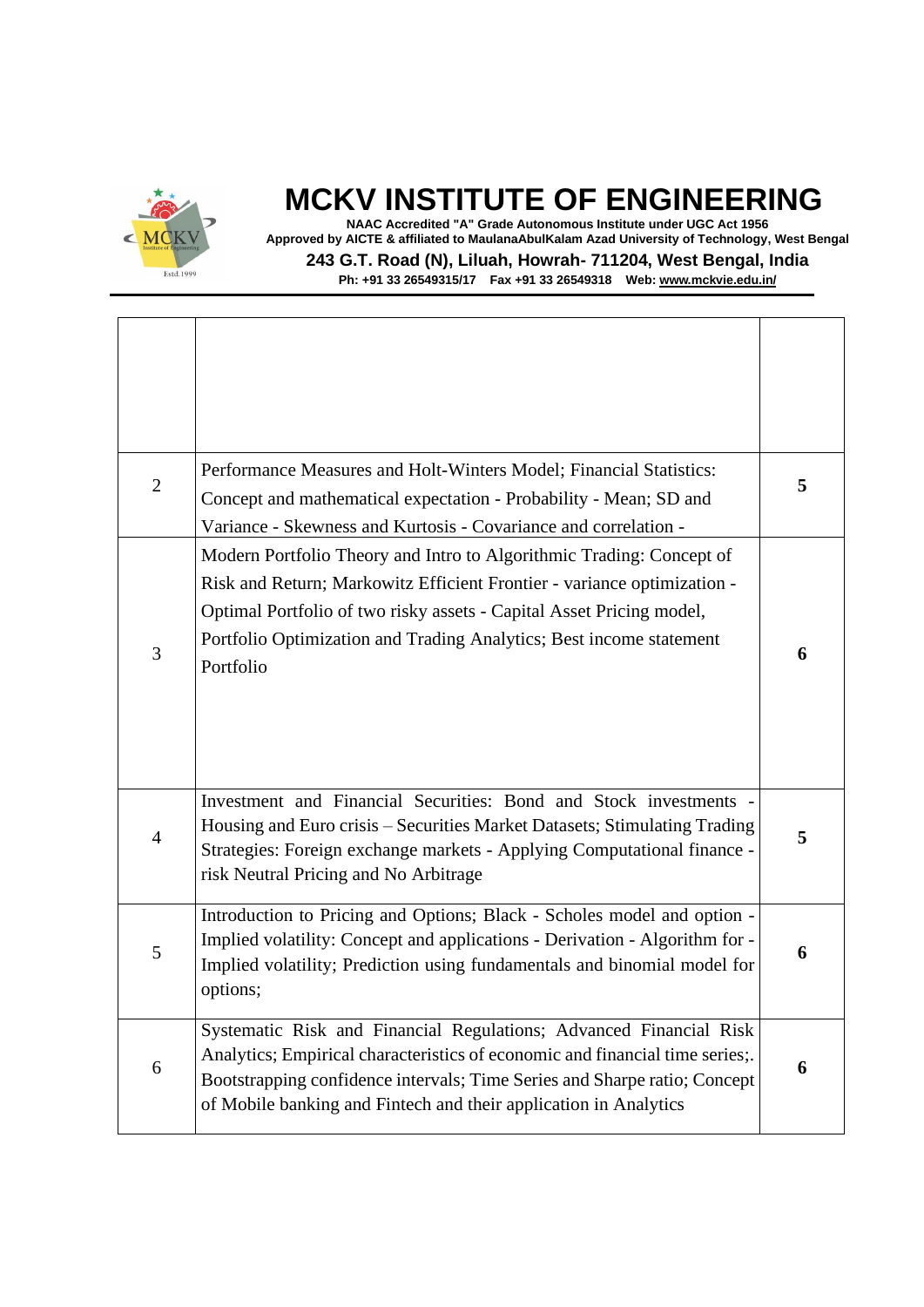| | | |
|---|---|---|
| | | |
| 2 | Performance Measures and Holt-Winters Model; Financial Statistics: Concept and mathematical expectation - Probability - Mean; SD and Variance - Skewness and Kurtosis - Covariance and correlation - | **5** |
| 3 | Modern Portfolio Theory and Intro to Algorithmic Trading: Concept of Risk and Return; Markowitz Efficient Frontier - variance optimization - Optimal Portfolio of two risky assets - Capital Asset Pricing model, Portfolio Optimization and Trading Analytics; Best income statement Portfolio | **6** |
| 4 | Investment and Financial Securities: Bond and Stock investments - Housing and Euro crisis – Securities Market Datasets; Stimulating Trading Strategies: Foreign exchange markets - Applying Computational finance - risk Neutral Pricing and No Arbitrage | **5** |
| 5 | Introduction to Pricing and Options; Black - Scholes model and option - Implied volatility: Concept and applications - Derivation - Algorithm for - Implied volatility; Prediction using fundamentals and binomial model for options; | **6** |
| 6 | Systematic Risk and Financial Regulations; Advanced Financial Risk Analytics; Empirical characteristics of economic and financial time series;. Bootstrapping confidence intervals; Time Series and Sharpe ratio; Concept of Mobile banking and Fintech and their application in Analytics | **6** |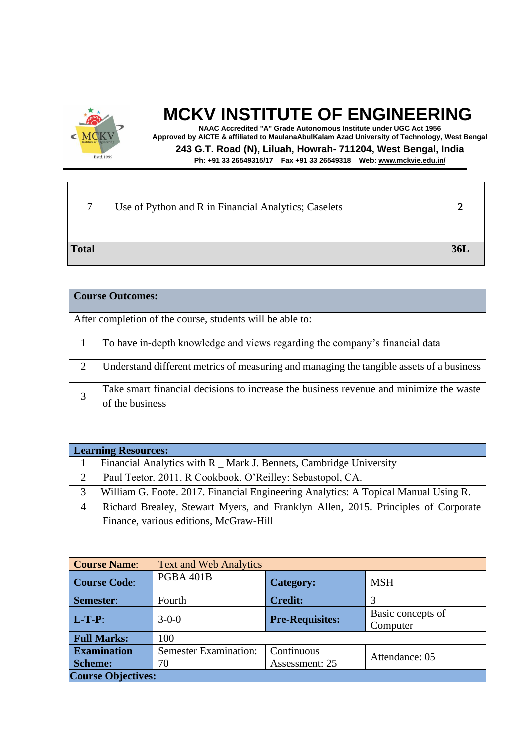| 7 | Use of Python and R in Financial Analytics; Caselets | 2 |
|---|---|---|
| **Total** | | **36L** |

| **Course Outcomes:** | |
|---|---|
| After completion of the course, students will be able to: | |
| 1 | To have in-depth knowledge and views regarding the company's financial data |
| 2 | Understand different metrics of measuring and managing the tangible assets of a business |
| 3 | Take smart financial decisions to increase the business revenue and minimize the waste of the business |

| **Learning Resources:** | |
|---|---|
| 1 | Financial Analytics with R _ Mark J. Bennets, Cambridge University |
| 2 | Paul Teetor. 2011. R Cookbook. O'Reilley: Sebastopol, CA. |
| 3 | William G. Foote. 2017. Financial Engineering Analytics: A Topical Manual Using R. |
| 4 | Richard Brealey, Stewart Myers, and Franklyn Allen, 2015. Principles of Corporate Finance, various editions, McGraw-Hill |

| **Course Name**: | Text and Web Analytics | | |
|---|---|---|---|
| **Course Code**: | PGBA 401B | **Category:** | MSH |
| **Semester**: | Fourth | **Credit:** | 3 |
| **L-T-P**: | 3-0-0 | **Pre-Requisites:** | Basic concepts of Computer |
| **Full Marks:** | 100 | | |
| **Examination Scheme:** | Semester Examination: 70 | Continuous Assessment: 25 | Attendance: 05 |
| **Course Objectives:** | | | |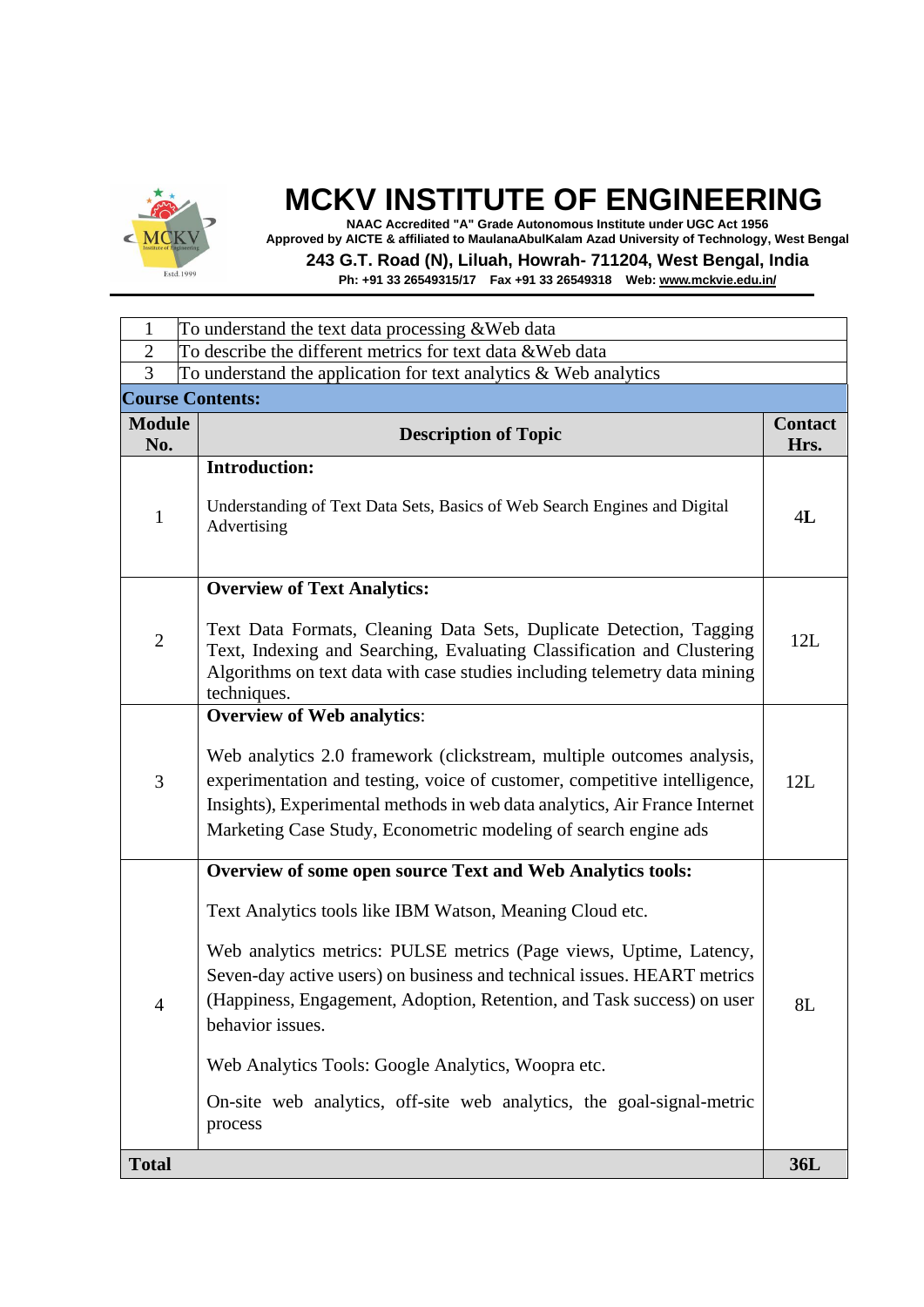| | |
|---|---|
| 1 | To understand the text data processing &Web data |
| 2 | To describe the different metrics for text data &Web data |
| 3 | To understand the application for text analytics & Web analytics |

**Course Contents:**

| Module No. | Description of Topic | Contact Hrs. |
|---|---|---|
| 1 | **Introduction:** Understanding of Text Data Sets, Basics of Web Search Engines and Digital Advertising | 4L |
| 2 | **Overview of Text Analytics:** Text Data Formats, Cleaning Data Sets, Duplicate Detection, Tagging Text, Indexing and Searching, Evaluating Classification and Clustering Algorithms on text data with case studies including telemetry data mining techniques. | 12L |
| 3 | **Overview of Web analytics**: Web analytics 2.0 framework (clickstream, multiple outcomes analysis, experimentation and testing, voice of customer, competitive intelligence, Insights), Experimental methods in web data analytics, Air France Internet Marketing Case Study, Econometric modeling of search engine ads | 12L |
| 4 | **Overview of some open source Text and Web Analytics tools:** Text Analytics tools like IBM Watson, Meaning Cloud etc. Web analytics metrics: PULSE metrics (Page views, Uptime, Latency, Seven-day active users) on business and technical issues. HEART metrics (Happiness, Engagement, Adoption, Retention, and Task success) on user behavior issues. Web Analytics Tools: Google Analytics, Woopra etc. On-site web analytics, off-site web analytics, the goal-signal-metric process | 8L |
| **Total** | | **36L** |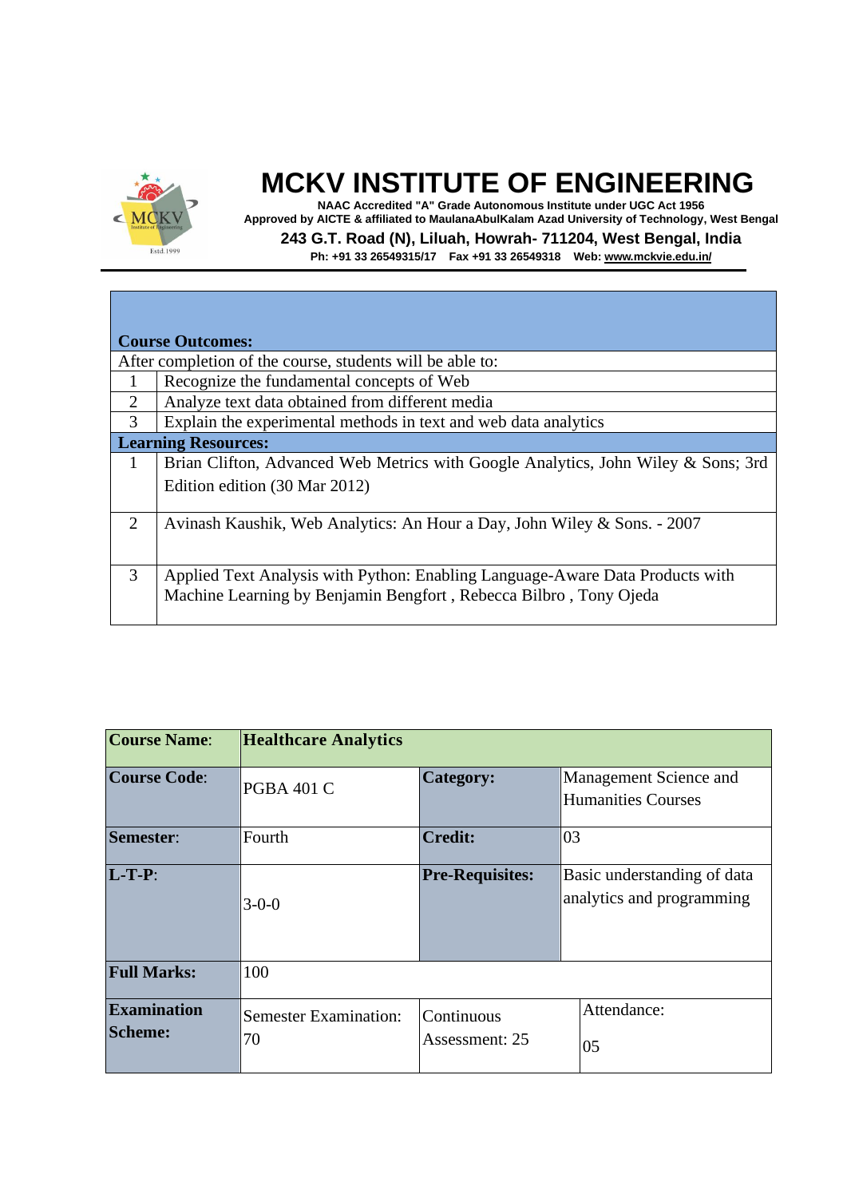# MCKV INSTITUTE OF ENGINEERING

NAAC Accredited "A" Grade Autonomous Institute under UGC Act 1956
Approved by AICTE & affiliated to MaulanaAbulKalam Azad University of Technology, West Bengal
243 G.T. Road (N), Liluah, Howrah- 711204, West Bengal, India
Ph: +91 33 26549315/17 Fax +91 33 26549318 Web: www.mckvie.edu.in/

| **Course Outcomes:** | |
|---|---|
| After completion of the course, students will be able to: | |
| 1 | Recognize the fundamental concepts of Web |
| 2 | Analyze text data obtained from different media |
| 3 | Explain the experimental methods in text and web data analytics |
| **Learning Resources:** | |
| 1 | Brian Clifton, Advanced Web Metrics with Google Analytics, John Wiley & Sons; 3rd Edition edition (30 Mar 2012) |
| 2 | Avinash Kaushik, Web Analytics: An Hour a Day, John Wiley & Sons. - 2007 |
| 3 | Applied Text Analysis with Python: Enabling Language-Aware Data Products with Machine Learning by Benjamin Bengfort , Rebecca Bilbro , Tony Ojeda |

| **Course Name**: | **Healthcare Analytics** | | |
|---|---|---|---|
| **Course Code**: | PGBA 401 C | **Category:** | Management Science and Humanities Courses |
| **Semester**: | Fourth | **Credit:** | 03 |
| **L-T-P**: | 3-0-0 | **Pre-Requisites:** | Basic understanding of data analytics and programming |
| **Full Marks:** | 100 | | |
| **Examination Scheme:** | Semester Examination: 70 | Continuous Assessment: 25 | Attendance: 05 |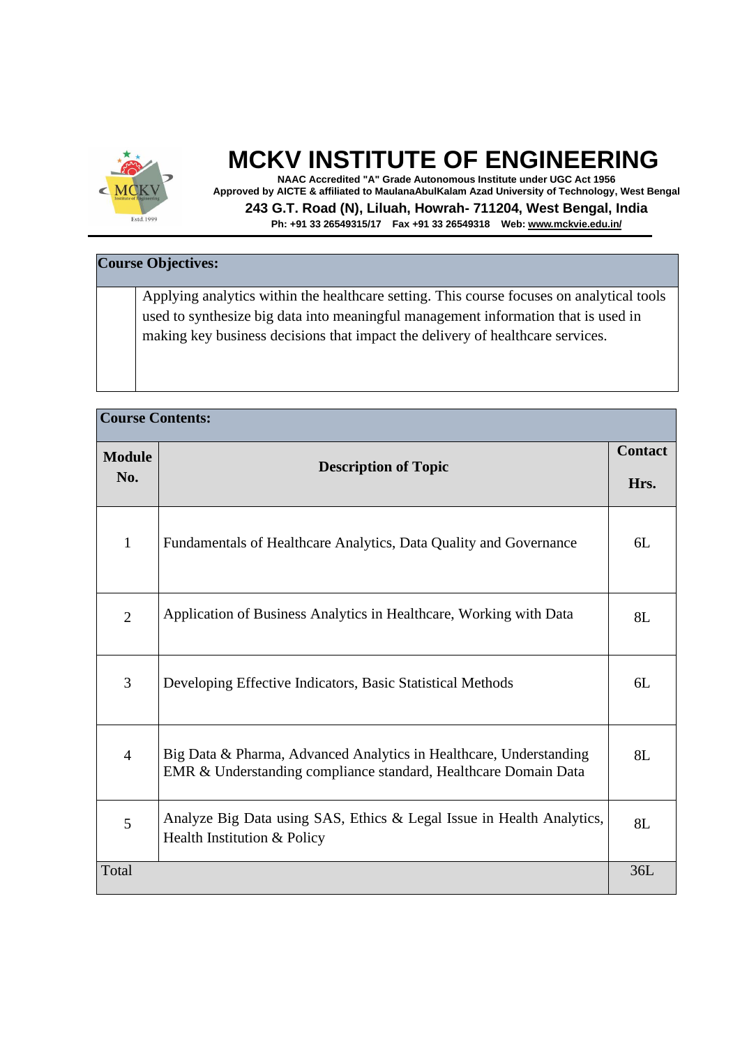# MCKV INSTITUTE OF ENGINEERING

**NAAC Accredited "A" Grade Autonomous Institute under UGC Act 1956**
**Approved by AICTE & affiliated to MaulanaAbulKalam Azad University of Technology, West Bengal**
**243 G.T. Road (N), Liluah, Howrah- 711204, West Bengal, India**
**Ph: +91 33 26549315/17 Fax +91 33 26549318 Web: www.mckvie.edu.in/**

| **Course Objectives:** | |
|---|---|
| | Applying analytics within the healthcare setting. This course focuses on analytical tools used to synthesize big data into meaningful management information that is used in making key business decisions that impact the delivery of healthcare services. |

**Course Contents:**

| Module No. | Description of Topic | Contact Hrs. |
|---|---|---|
| 1 | Fundamentals of Healthcare Analytics, Data Quality and Governance | 6L |
| 2 | Application of Business Analytics in Healthcare, Working with Data | 8L |
| 3 | Developing Effective Indicators, Basic Statistical Methods | 6L |
| 4 | Big Data & Pharma, Advanced Analytics in Healthcare, Understanding EMR & Understanding compliance standard, Healthcare Domain Data | 8L |
| 5 | Analyze Big Data using SAS, Ethics & Legal Issue in Health Analytics, Health Institution & Policy | 8L |
| Total | | 36L |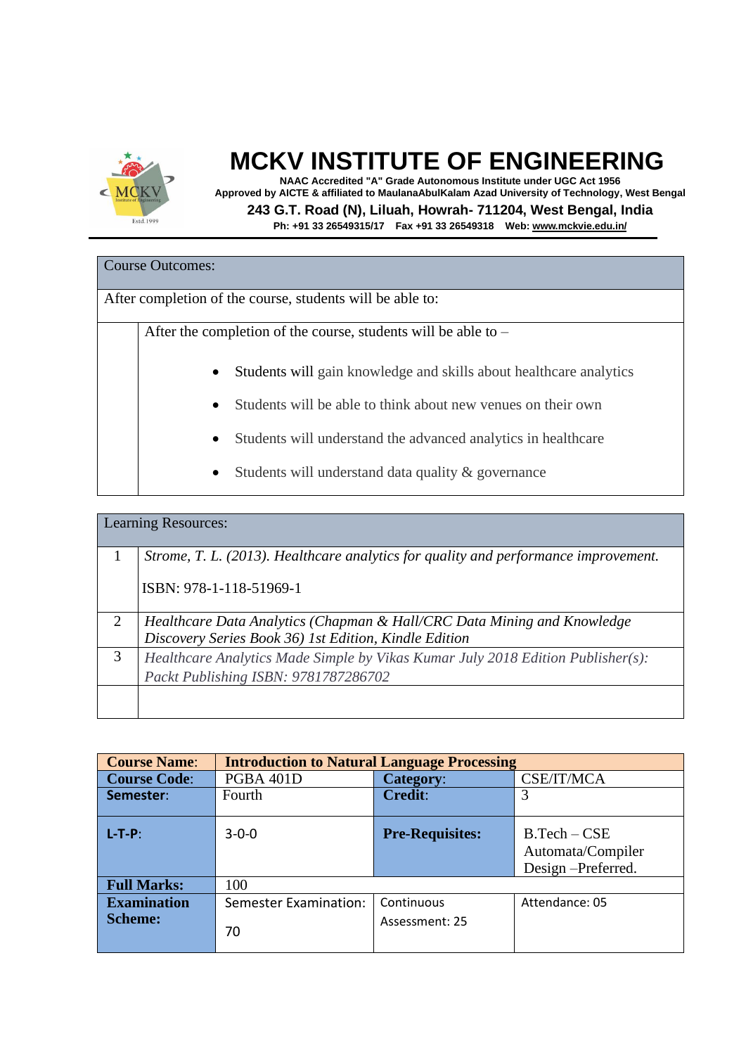# MCKV INSTITUTE OF ENGINEERING

NAAC Accredited "A" Grade Autonomous Institute under UGC Act 1956
Approved by AICTE & affiliated to MaulanaAbulKalam Azad University of Technology, West Bengal
243 G.T. Road (N), Liluah, Howrah- 711204, West Bengal, India
Ph: +91 33 26549315/17 Fax +91 33 26549318 Web: www.mckvie.edu.in/

| Course Outcomes: | |
|---|---|
| After completion of the course, students will be able to: | |
| | After the completion of the course, students will be able to – <br>• Students will gain knowledge and skills about healthcare analytics <br>• Students will be able to think about new venues on their own <br>• Students will understand the advanced analytics in healthcare <br>• Students will understand data quality & governance |

| Learning Resources: | |
|---|---|
| 1 | *Strome, T. L. (2013). Healthcare analytics for quality and performance improvement.* <br>ISBN: 978-1-118-51969-1 |
| 2 | *Healthcare Data Analytics (Chapman & Hall/CRC Data Mining and Knowledge Discovery Series Book 36) 1st Edition, Kindle Edition* |
| 3 | *Healthcare Analytics Made Simple by Vikas Kumar July 2018 Edition Publisher(s): Packt Publishing ISBN: 9781787286702* |
| | |

| **Course Name**: | **Introduction to Natural Language Processing** | | |
|---|---|---|---|
| **Course Code**: | PGBA 401D | **Category**: | CSE/IT/MCA |
| **Semester**: | Fourth | **Credit**: | 3 |
| **L-T-P**: | 3-0-0 | **Pre-Requisites:** | B.Tech – CSE Automata/Compiler Design –Preferred. |
| **Full Marks:** | 100 | | |
| **Examination Scheme:** | Semester Examination: 70 | Continuous Assessment: 25 | Attendance: 05 |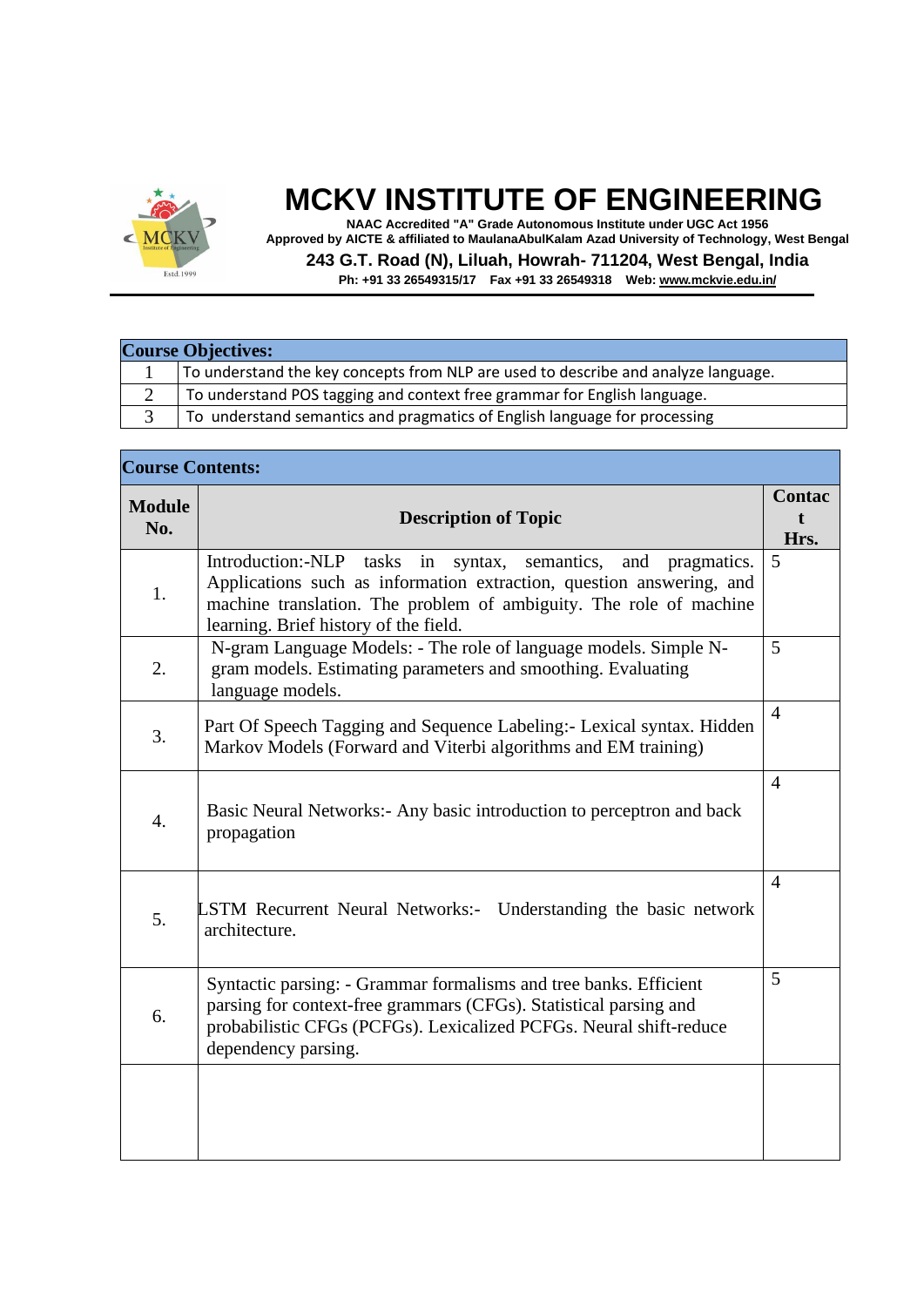# MCKV INSTITUTE OF ENGINEERING

**NAAC Accredited "A" Grade Autonomous Institute under UGC Act 1956**
**Approved by AICTE & affiliated to MaulanaAbulKalam Azad University of Technology, West Bengal**
**243 G.T. Road (N), Liluah, Howrah- 711204, West Bengal, India**
**Ph: +91 33 26549315/17 Fax +91 33 26549318 Web: www.mckvie.edu.in/**

| **Course Objectives:** | |
|---|---|
| 1 | To understand the key concepts from NLP are used to describe and analyze language. |
| 2 | To understand POS tagging and context free grammar for English language. |
| 3 | To understand semantics and pragmatics of English language for processing |

**Course Contents:**

| Module No. | Description of Topic | Contact Hrs. |
|---|---|---|
| 1. | Introduction:-NLP tasks in syntax, semantics, and pragmatics. Applications such as information extraction, question answering, and machine translation. The problem of ambiguity. The role of machine learning. Brief history of the field. | 5 |
| 2. | N-gram Language Models: - The role of language models. Simple N-gram models. Estimating parameters and smoothing. Evaluating language models. | 5 |
| 3. | Part Of Speech Tagging and Sequence Labeling:- Lexical syntax. Hidden Markov Models (Forward and Viterbi algorithms and EM training) | 4 |
| 4. | Basic Neural Networks:- Any basic introduction to perceptron and back propagation | 4 |
| 5. | LSTM Recurrent Neural Networks:- Understanding the basic network architecture. | 4 |
| 6. | Syntactic parsing: - Grammar formalisms and tree banks. Efficient parsing for context-free grammars (CFGs). Statistical parsing and probabilistic CFGs (PCFGs). Lexicalized PCFGs. Neural shift-reduce dependency parsing. | 5 |
| | | |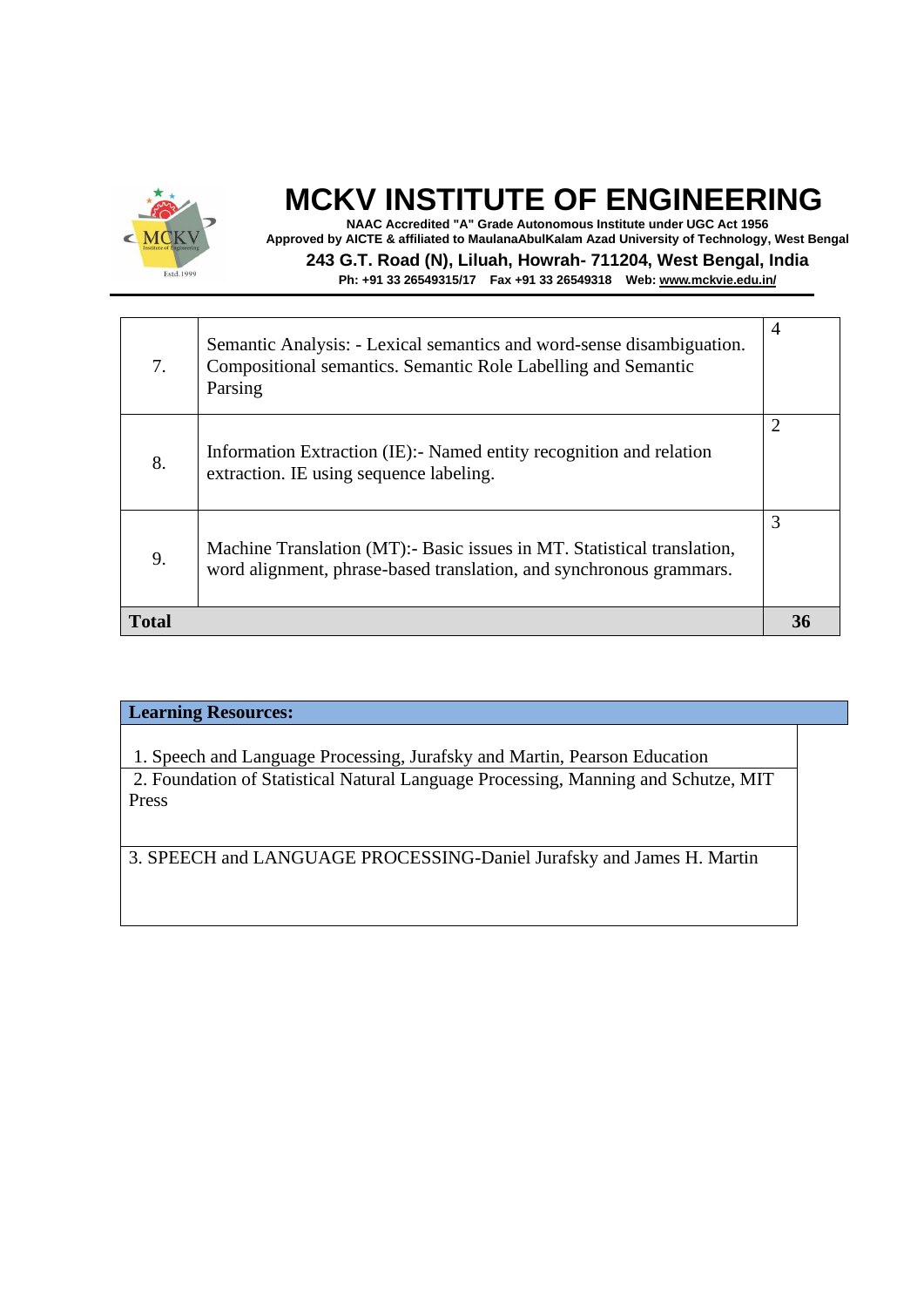| | | |
|---|---|---|
| 7. | Semantic Analysis: - Lexical semantics and word-sense disambiguation. Compositional semantics. Semantic Role Labelling and Semantic Parsing | 4 |
| 8. | Information Extraction (IE):- Named entity recognition and relation extraction. IE using sequence labeling. | 2 |
| 9. | Machine Translation (MT):- Basic issues in MT. Statistical translation, word alignment, phrase-based translation, and synchronous grammars. | 3 |
| **Total** | | **36** |

| **Learning Resources:** |
|---|
| 1. Speech and Language Processing, Jurafsky and Martin, Pearson Education |
| 2. Foundation of Statistical Natural Language Processing, Manning and Schutze, MIT Press |
| 3. SPEECH and LANGUAGE PROCESSING-Daniel Jurafsky and James H. Martin |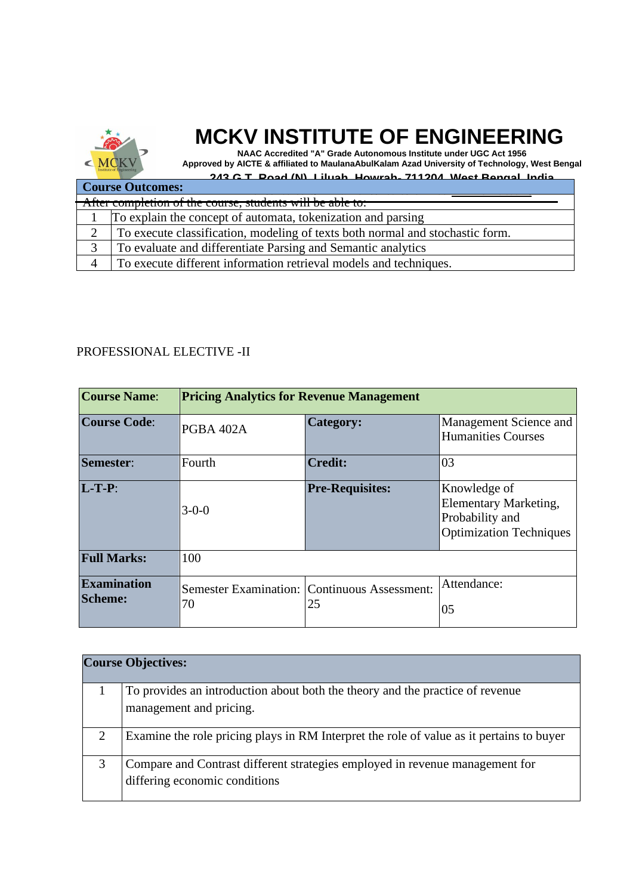| Course Outcomes: | |
|---|---|
| After completion of the course, students will be able to: | |
| 1 | To explain the concept of automata, tokenization and parsing |
| 2 | To execute classification, modeling of texts both normal and stochastic form. |
| 3 | To evaluate and differentiate Parsing and Semantic analytics |
| 4 | To execute different information retrieval models and techniques. |

PROFESSIONAL ELECTIVE -II

| **Course Name**: | **Pricing Analytics for Revenue Management** | | |
|---|---|---|---|
| **Course Code**: | PGBA 402A | **Category:** | Management Science and Humanities Courses |
| **Semester**: | Fourth | **Credit:** | 03 |
| **L-T-P**: | 3-0-0 | **Pre-Requisites:** | Knowledge of Elementary Marketing, Probability and Optimization Techniques |
| **Full Marks:** | 100 | | |
| **Examination Scheme:** | Semester Examination: 70 | Continuous Assessment: 25 | Attendance: 05 |

| **Course Objectives:** | |
|---|---|
| 1 | To provides an introduction about both the theory and the practice of revenue management and pricing. |
| 2 | Examine the role pricing plays in RM Interpret the role of value as it pertains to buyer |
| 3 | Compare and Contrast different strategies employed in revenue management for differing economic conditions |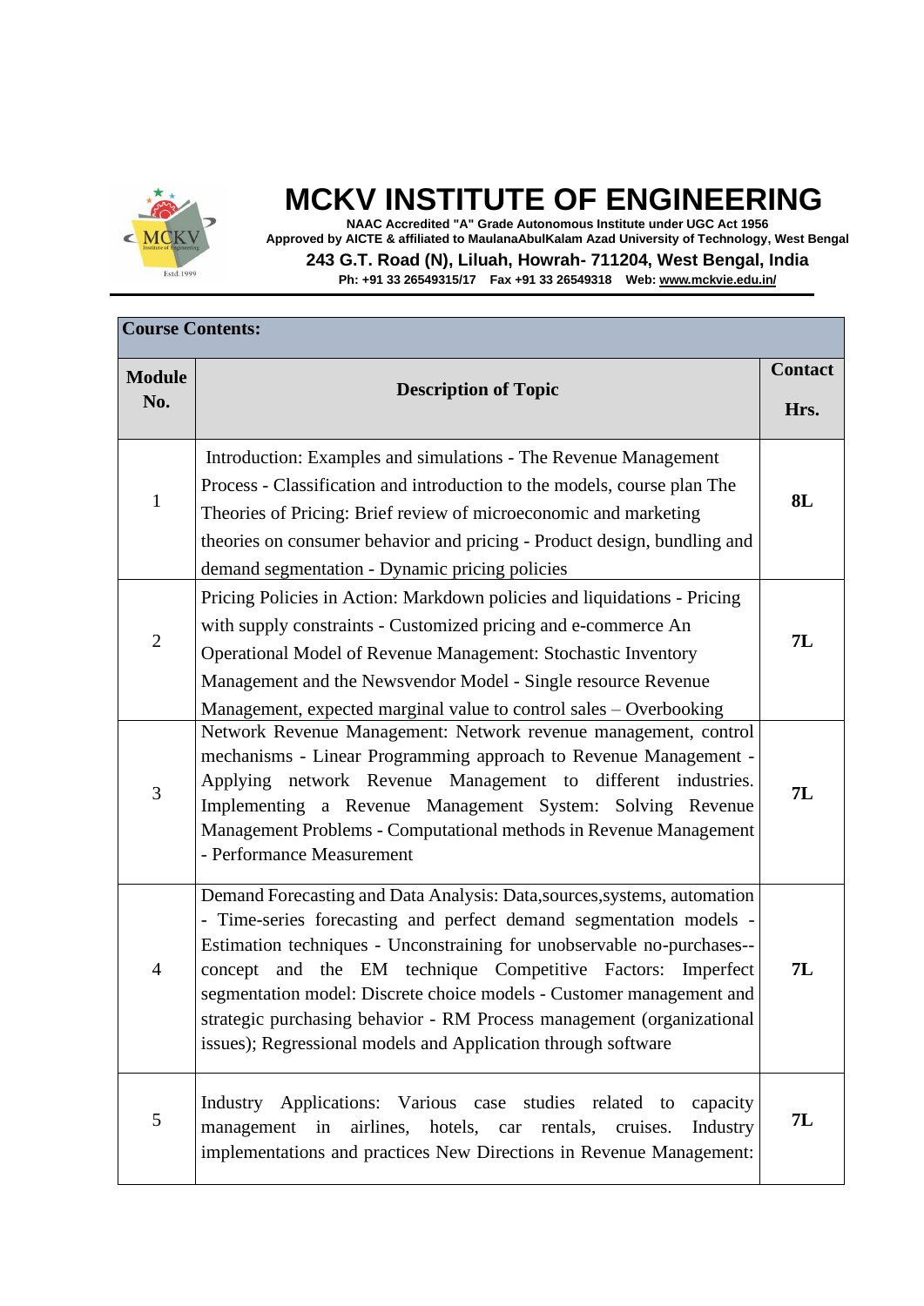| **Course Contents:** | | |
|---|---|---|
| **Module No.** | **Description of Topic** | **Contact Hrs.** |
| 1 | Introduction: Examples and simulations - The Revenue Management Process - Classification and introduction to the models, course plan The Theories of Pricing: Brief review of microeconomic and marketing theories on consumer behavior and pricing - Product design, bundling and demand segmentation - Dynamic pricing policies | **8L** |
| 2 | Pricing Policies in Action: Markdown policies and liquidations - Pricing with supply constraints - Customized pricing and e-commerce An Operational Model of Revenue Management: Stochastic Inventory Management and the Newsvendor Model - Single resource Revenue Management, expected marginal value to control sales – Overbooking | **7L** |
| 3 | Network Revenue Management: Network revenue management, control mechanisms - Linear Programming approach to Revenue Management - Applying network Revenue Management to different industries. Implementing a Revenue Management System: Solving Revenue Management Problems - Computational methods in Revenue Management - Performance Measurement | **7L** |
| 4 | Demand Forecasting and Data Analysis: Data,sources,systems, automation - Time-series forecasting and perfect demand segmentation models - Estimation techniques - Unconstraining for unobservable no-purchases--concept and the EM technique Competitive Factors: Imperfect segmentation model: Discrete choice models - Customer management and strategic purchasing behavior - RM Process management (organizational issues); Regressional models and Application through software | **7L** |
| 5 | Industry Applications: Various case studies related to capacity management in airlines, hotels, car rentals, cruises. Industry implementations and practices New Directions in Revenue Management: | **7L** |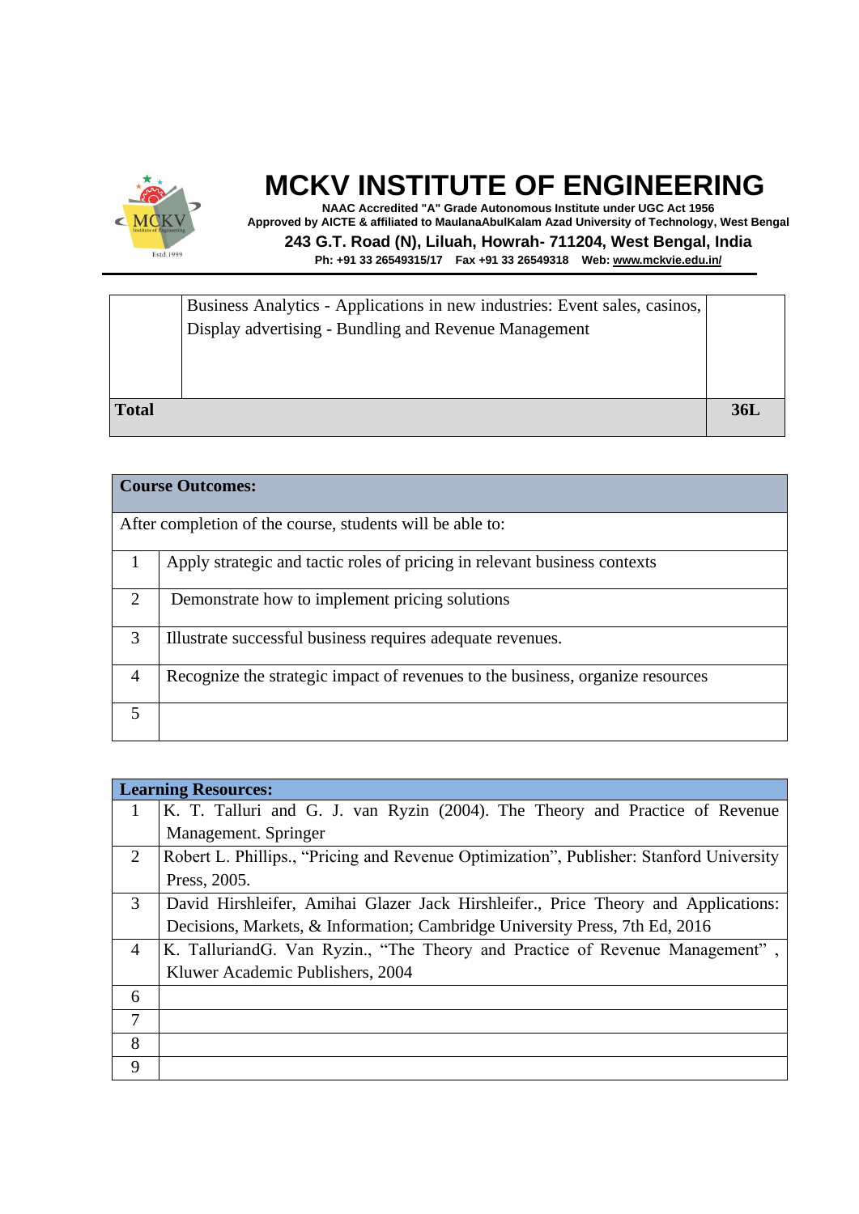| | Business Analytics - Applications in new industries: Event sales, casinos, Display advertising - Bundling and Revenue Management | |
|---|---|---|
| **Total** | | **36L** |

| **Course Outcomes:** | |
|---|---|
| After completion of the course, students will be able to: | |
| 1 | Apply strategic and tactic roles of pricing in relevant business contexts |
| 2 | Demonstrate how to implement pricing solutions |
| 3 | Illustrate successful business requires adequate revenues. |
| 4 | Recognize the strategic impact of revenues to the business, organize resources |
| 5 | |

| **Learning Resources:** | |
|---|---|
| 1 | K. T. Talluri and G. J. van Ryzin (2004). The Theory and Practice of Revenue Management. Springer |
| 2 | Robert L. Phillips., "Pricing and Revenue Optimization", Publisher: Stanford University Press, 2005. |
| 3 | David Hirshleifer, Amihai Glazer Jack Hirshleifer., Price Theory and Applications: Decisions, Markets, & Information; Cambridge University Press, 7th Ed, 2016 |
| 4 | K. TalluriandG. Van Ryzin., "The Theory and Practice of Revenue Management" , Kluwer Academic Publishers, 2004 |
| 6 | |
| 7 | |
| 8 | |
| 9 | |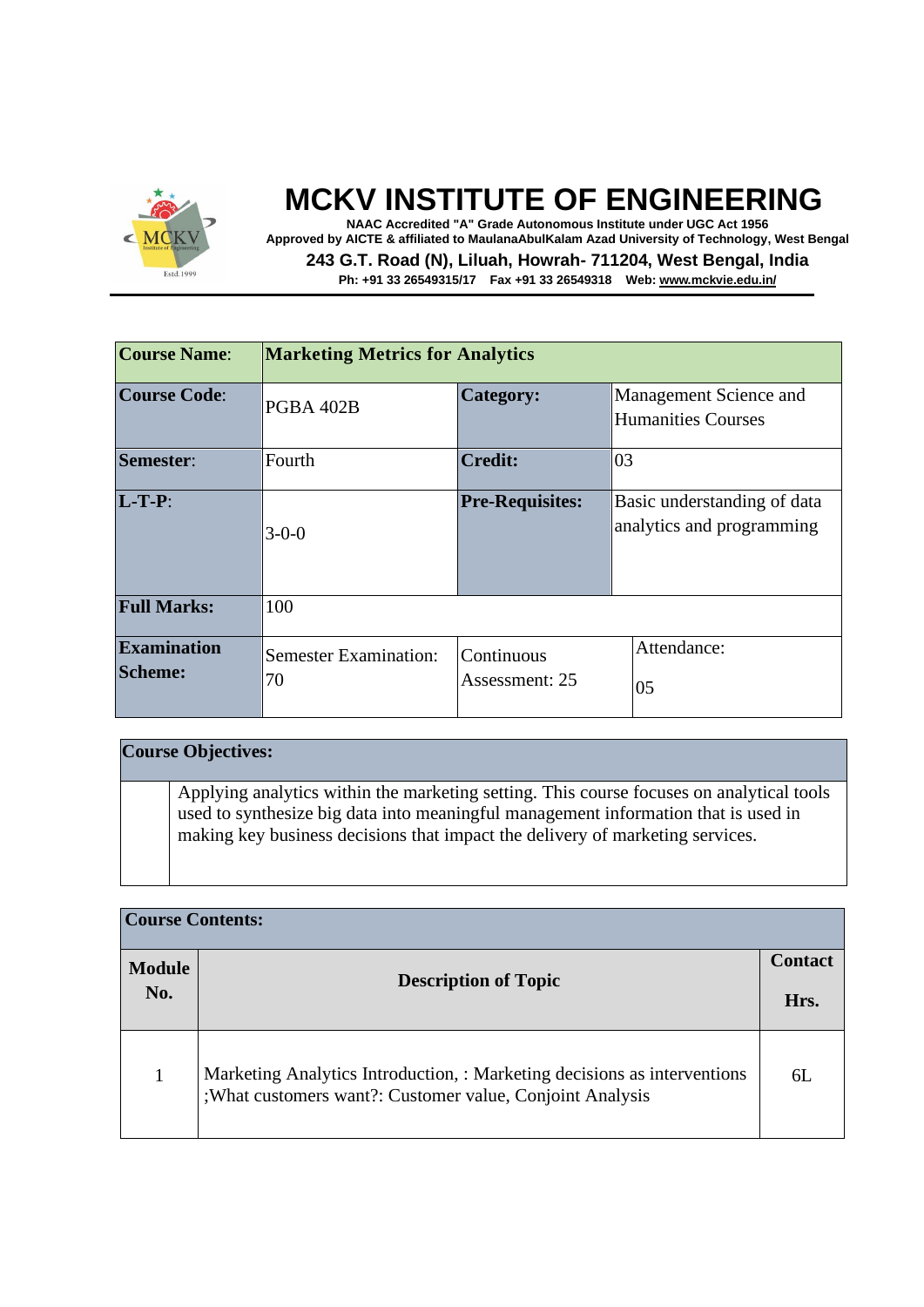# MCKV INSTITUTE OF ENGINEERING

**NAAC Accredited "A" Grade Autonomous Institute under UGC Act 1956**
**Approved by AICTE & affiliated to MaulanaAbulKalam Azad University of Technology, West Bengal**
**243 G.T. Road (N), Liluah, Howrah- 711204, West Bengal, India**
**Ph: +91 33 26549315/17 Fax +91 33 26549318 Web: www.mckvie.edu.in/**

| **Course Name**: | **Marketing Metrics for Analytics** | | |
|---|---|---|---|
| **Course Code**: | PGBA 402B | **Category:** | Management Science and Humanities Courses |
| **Semester**: | Fourth | **Credit:** | 03 |
| **L-T-P**: | 3-0-0 | **Pre-Requisites:** | Basic understanding of data analytics and programming |
| **Full Marks:** | 100 | | |
| **Examination Scheme:** | Semester Examination: 70 | Continuous Assessment: 25 | Attendance: 05 |

| **Course Objectives:** |
|---|
| Applying analytics within the marketing setting. This course focuses on analytical tools used to synthesize big data into meaningful management information that is used in making key business decisions that impact the delivery of marketing services. |

**Course Contents:**

| Module No. | Description of Topic | Contact Hrs. |
|---|---|---|
| 1 | Marketing Analytics Introduction, : Marketing decisions as interventions ;What customers want?: Customer value, Conjoint Analysis | 6L |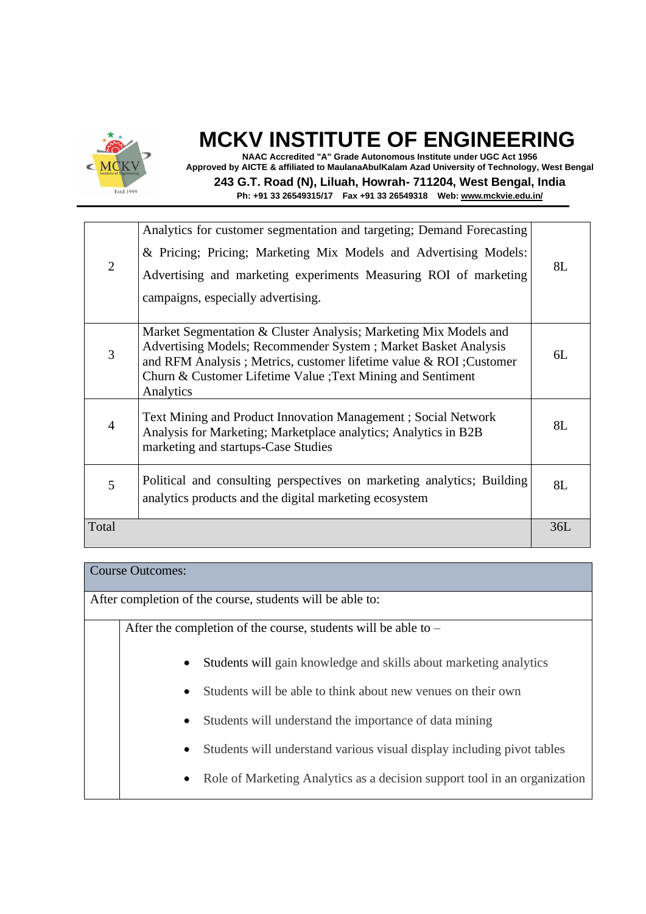| | | |
|---|---|---|
| 2 | Analytics for customer segmentation and targeting; Demand Forecasting & Pricing; Pricing; Marketing Mix Models and Advertising Models: Advertising and marketing experiments Measuring ROI of marketing campaigns, especially advertising. | 8L |
| 3 | Market Segmentation & Cluster Analysis; Marketing Mix Models and Advertising Models; Recommender System ; Market Basket Analysis and RFM Analysis ; Metrics, customer lifetime value & ROI ;Customer Churn & Customer Lifetime Value ;Text Mining and Sentiment Analytics | 6L |
| 4 | Text Mining and Product Innovation Management ; Social Network Analysis for Marketing; Marketplace analytics; Analytics in B2B marketing and startups-Case Studies | 8L |
| 5 | Political and consulting perspectives on marketing analytics; Building analytics products and the digital marketing ecosystem | 8L |
| Total | | 36L |

| Course Outcomes: |
|---|
| After completion of the course, students will be able to: |
| After the completion of the course, students will be able to – <br> • Students will gain knowledge and skills about marketing analytics <br> • Students will be able to think about new venues on their own <br> • Students will understand the importance of data mining <br> • Students will understand various visual display including pivot tables <br> • Role of Marketing Analytics as a decision support tool in an organization |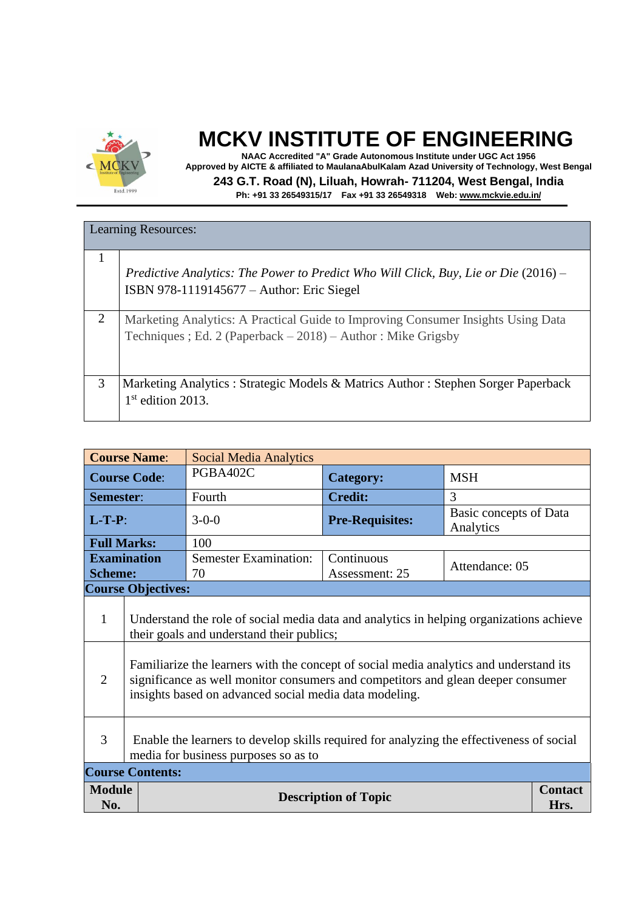# MCKV INSTITUTE OF ENGINEERING

NAAC Accredited "A" Grade Autonomous Institute under UGC Act 1956
Approved by AICTE & affiliated to MaulanaAbulKalam Azad University of Technology, West Bengal
243 G.T. Road (N), Liluah, Howrah- 711204, West Bengal, India
Ph: +91 33 26549315/17 Fax +91 33 26549318 Web: www.mckvie.edu.in/

| Learning Resources: | |
|---|---|
| 1 | *Predictive Analytics: The Power to Predict Who Will Click, Buy, Lie or Die* (2016) – ISBN 978-1119145677 – Author: Eric Siegel |
| 2 | Marketing Analytics: A Practical Guide to Improving Consumer Insights Using Data Techniques ; Ed. 2 (Paperback – 2018) – Author : Mike Grigsby |
| 3 | Marketing Analytics : Strategic Models & Matrics Author : Stephen Sorger Paperback 1st edition 2013. |

| **Course Name**: | Social Media Analytics | | |
|---|---|---|---|
| **Course Code**: | PGBA402C | **Category:** | MSH |
| **Semester**: | Fourth | **Credit:** | 3 |
| **L-T-P**: | 3-0-0 | **Pre-Requisites:** | Basic concepts of Data Analytics |
| **Full Marks:** | 100 | | |
| **Examination Scheme:** | Semester Examination: 70 | Continuous Assessment: 25 | Attendance: 05 |

**Course Objectives:**

| | |
|---|---|
| 1 | Understand the role of social media data and analytics in helping organizations achieve their goals and understand their publics; |
| 2 | Familiarize the learners with the concept of social media analytics and understand its significance as well monitor consumers and competitors and glean deeper consumer insights based on advanced social media data modeling. |
| 3 | Enable the learners to develop skills required for analyzing the effectiveness of social media for business purposes so as to |

**Course Contents:**

| Module No. | Description of Topic | Contact Hrs. |
|---|---|---|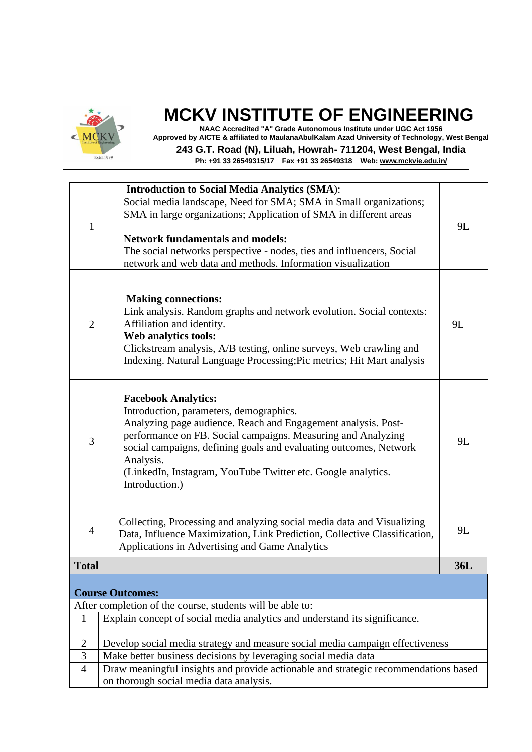| | | |
|---|---|---|
| 1 | **Introduction to Social Media Analytics (SMA)**:<br>Social media landscape, Need for SMA; SMA in Small organizations; SMA in large organizations; Application of SMA in different areas<br><br>**Network fundamentals and models:**<br>The social networks perspective - nodes, ties and influencers, Social network and web data and methods. Information visualization | 9**L** |
| 2 | **Making connections:**<br>Link analysis. Random graphs and network evolution. Social contexts: Affiliation and identity.<br>**Web analytics tools:**<br>Clickstream analysis, A/B testing, online surveys, Web crawling and Indexing. Natural Language Processing;Pic metrics; Hit Mart analysis | 9L |
| 3 | **Facebook Analytics:**<br>Introduction, parameters, demographics.<br>Analyzing page audience. Reach and Engagement analysis. Post-performance on FB. Social campaigns. Measuring and Analyzing social campaigns, defining goals and evaluating outcomes, Network Analysis.<br>(LinkedIn, Instagram, YouTube Twitter etc. Google analytics. Introduction.) | 9L |
| 4 | Collecting, Processing and analyzing social media data and Visualizing Data, Influence Maximization, Link Prediction, Collective Classification, Applications in Advertising and Game Analytics | 9L |
| **Total** | | **36L** |

**Course Outcomes:**

After completion of the course, students will be able to:

| | |
|---|---|
| 1 | Explain concept of social media analytics and understand its significance. |
| 2 | Develop social media strategy and measure social media campaign effectiveness |
| 3 | Make better business decisions by leveraging social media data |
| 4 | Draw meaningful insights and provide actionable and strategic recommendations based on thorough social media data analysis. |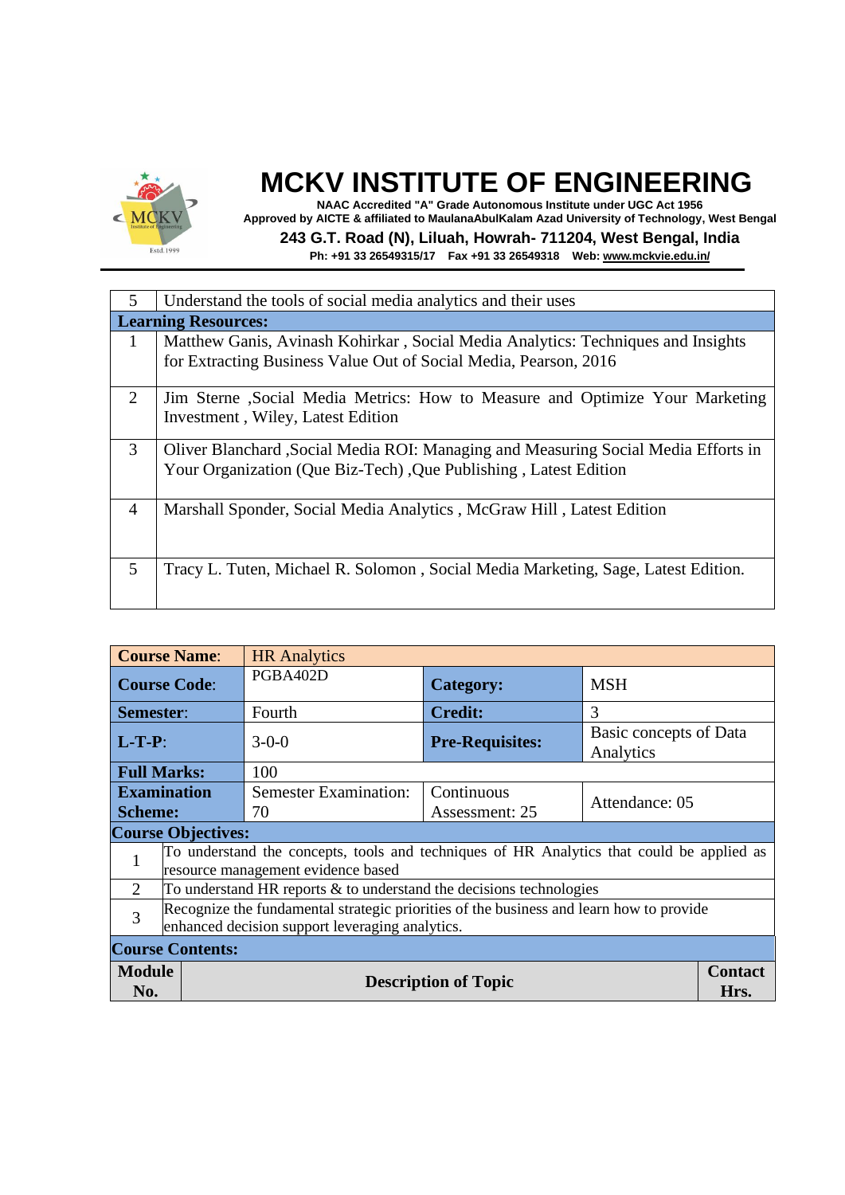| 5 | Understand the tools of social media analytics and their uses |
|---|---|
| **Learning Resources:** | |
| 1 | Matthew Ganis, Avinash Kohirkar , Social Media Analytics: Techniques and Insights for Extracting Business Value Out of Social Media, Pearson, 2016 |
| 2 | Jim Sterne ,Social Media Metrics: How to Measure and Optimize Your Marketing Investment , Wiley, Latest Edition |
| 3 | Oliver Blanchard ,Social Media ROI: Managing and Measuring Social Media Efforts in Your Organization (Que Biz-Tech) ,Que Publishing , Latest Edition |
| 4 | Marshall Sponder, Social Media Analytics , McGraw Hill , Latest Edition |
| 5 | Tracy L. Tuten, Michael R. Solomon , Social Media Marketing, Sage, Latest Edition. |

| **Course Name**: | HR Analytics | | |
|---|---|---|---|
| **Course Code**: | PGBA402D | **Category:** | MSH |
| **Semester**: | Fourth | **Credit:** | 3 |
| **L-T-P**: | 3-0-0 | **Pre-Requisites:** | Basic concepts of Data Analytics |
| **Full Marks:** | 100 | | |
| **Examination Scheme:** | Semester Examination: 70 | Continuous Assessment: 25 | Attendance: 05 |
| **Course Objectives:** | | | |
| 1 | To understand the concepts, tools and techniques of HR Analytics that could be applied as resource management evidence based | | |
| 2 | To understand HR reports & to understand the decisions technologies | | |
| 3 | Recognize the fundamental strategic priorities of the business and learn how to provide enhanced decision support leveraging analytics. | | |
| **Course Contents:** | | | |

| **Module No.** | **Description of Topic** | **Contact Hrs.** |
|---|---|---|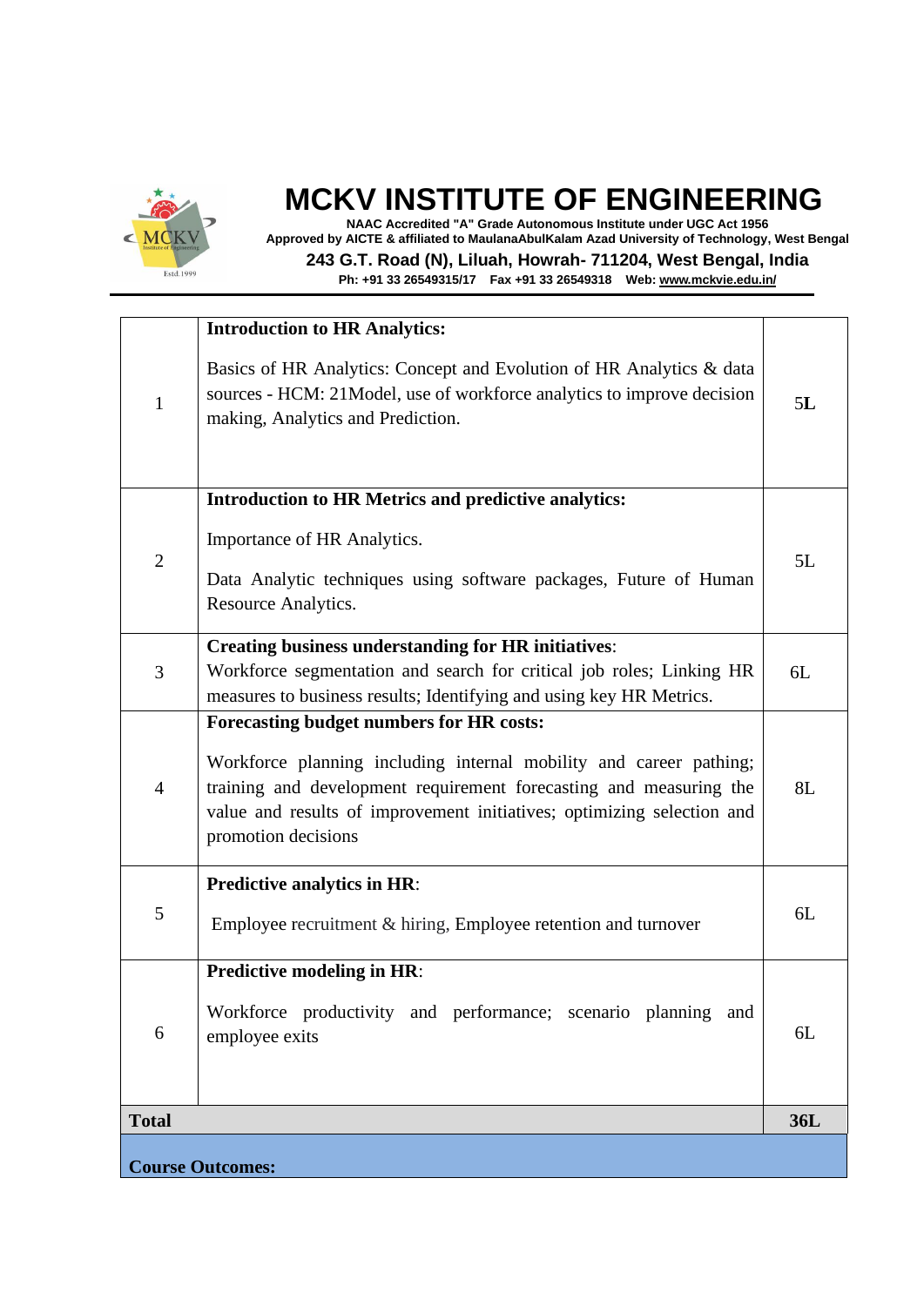| | | |
|---|---|---|
| 1 | **Introduction to HR Analytics:**<br><br>Basics of HR Analytics: Concept and Evolution of HR Analytics & data sources - HCM: 21Model, use of workforce analytics to improve decision making, Analytics and Prediction. | 5**L** |
| 2 | **Introduction to HR Metrics and predictive analytics:**<br><br>Importance of HR Analytics.<br><br>Data Analytic techniques using software packages, Future of Human Resource Analytics. | 5L |
| 3 | **Creating business understanding for HR initiatives**:<br>Workforce segmentation and search for critical job roles; Linking HR measures to business results; Identifying and using key HR Metrics. | 6L |
| 4 | **Forecasting budget numbers for HR costs:**<br><br>Workforce planning including internal mobility and career pathing; training and development requirement forecasting and measuring the value and results of improvement initiatives; optimizing selection and promotion decisions | 8L |
| 5 | **Predictive analytics in HR**:<br><br>Employee recruitment & hiring, Employee retention and turnover | 6L |
| 6 | **Predictive modeling in HR**:<br><br>Workforce productivity and performance; scenario planning and employee exits | 6L |
| **Total** | | **36L** |

**Course Outcomes:**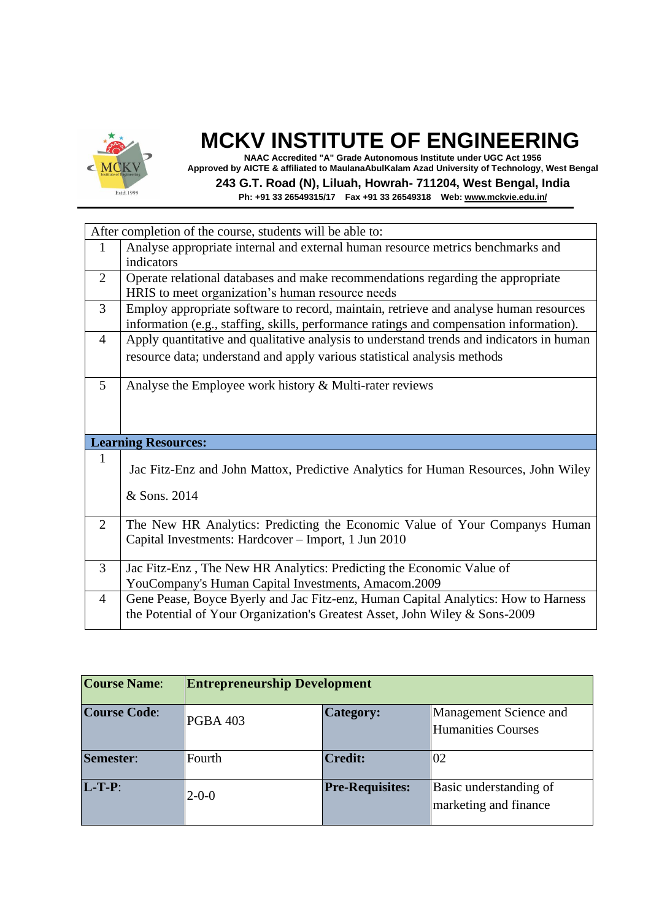| After completion of the course, students will be able to: | |
|---|---|
| 1 | Analyse appropriate internal and external human resource metrics benchmarks and indicators |
| 2 | Operate relational databases and make recommendations regarding the appropriate HRIS to meet organization's human resource needs |
| 3 | Employ appropriate software to record, maintain, retrieve and analyse human resources information (e.g., staffing, skills, performance ratings and compensation information). |
| 4 | Apply quantitative and qualitative analysis to understand trends and indicators in human resource data; understand and apply various statistical analysis methods |
| 5 | Analyse the Employee work history & Multi-rater reviews |

| **Learning Resources:** | |
|---|---|
| 1 | Jac Fitz-Enz and John Mattox, Predictive Analytics for Human Resources, John Wiley & Sons. 2014 |
| 2 | The New HR Analytics: Predicting the Economic Value of Your Companys Human Capital Investments: Hardcover – Import, 1 Jun 2010 |
| 3 | Jac Fitz-Enz , The New HR Analytics: Predicting the Economic Value of YouCompany's Human Capital Investments, Amacom.2009 |
| 4 | Gene Pease, Boyce Byerly and Jac Fitz-enz, Human Capital Analytics: How to Harness the Potential of Your Organization's Greatest Asset, John Wiley & Sons-2009 |

| **Course Name**: | **Entrepreneurship Development** | | |
|---|---|---|---|
| **Course Code**: | PGBA 403 | **Category:** | Management Science and Humanities Courses |
| **Semester**: | Fourth | **Credit:** | 02 |
| **L-T-P**: | 2-0-0 | **Pre-Requisites:** | Basic understanding of marketing and finance |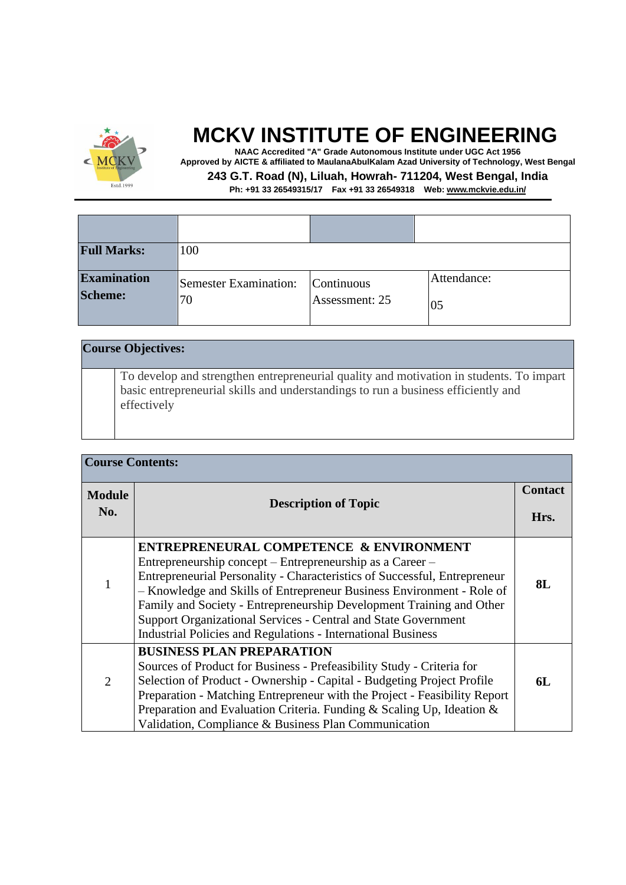# MCKV INSTITUTE OF ENGINEERING

**NAAC Accredited "A" Grade Autonomous Institute under UGC Act 1956**
**Approved by AICTE & affiliated to MaulanaAbulKalam Azad University of Technology, West Bengal**
**243 G.T. Road (N), Liluah, Howrah- 711204, West Bengal, India**
**Ph: +91 33 26549315/17 Fax +91 33 26549318 Web: www.mckvie.edu.in/**

| | | | |
|---|---|---|---|
| **Full Marks:** | 100 | | |
| **Examination Scheme:** | Semester Examination: 70 | Continuous Assessment: 25 | Attendance: 05 |

| **Course Objectives:** |
|---|
| To develop and strengthen entrepreneurial quality and motivation in students. To impart basic entrepreneurial skills and understandings to run a business efficiently and effectively |

**Course Contents:**

| Module No. | Description of Topic | Contact Hrs. |
|---|---|---|
| 1 | **ENTREPRENEURAL COMPETENCE & ENVIRONMENT** Entrepreneurship concept – Entrepreneurship as a Career – Entrepreneurial Personality - Characteristics of Successful, Entrepreneur – Knowledge and Skills of Entrepreneur Business Environment - Role of Family and Society - Entrepreneurship Development Training and Other Support Organizational Services - Central and State Government Industrial Policies and Regulations - International Business | **8L** |
| 2 | **BUSINESS PLAN PREPARATION** Sources of Product for Business - Prefeasibility Study - Criteria for Selection of Product - Ownership - Capital - Budgeting Project Profile Preparation - Matching Entrepreneur with the Project - Feasibility Report Preparation and Evaluation Criteria. Funding & Scaling Up, Ideation & Validation, Compliance & Business Plan Communication | **6L** |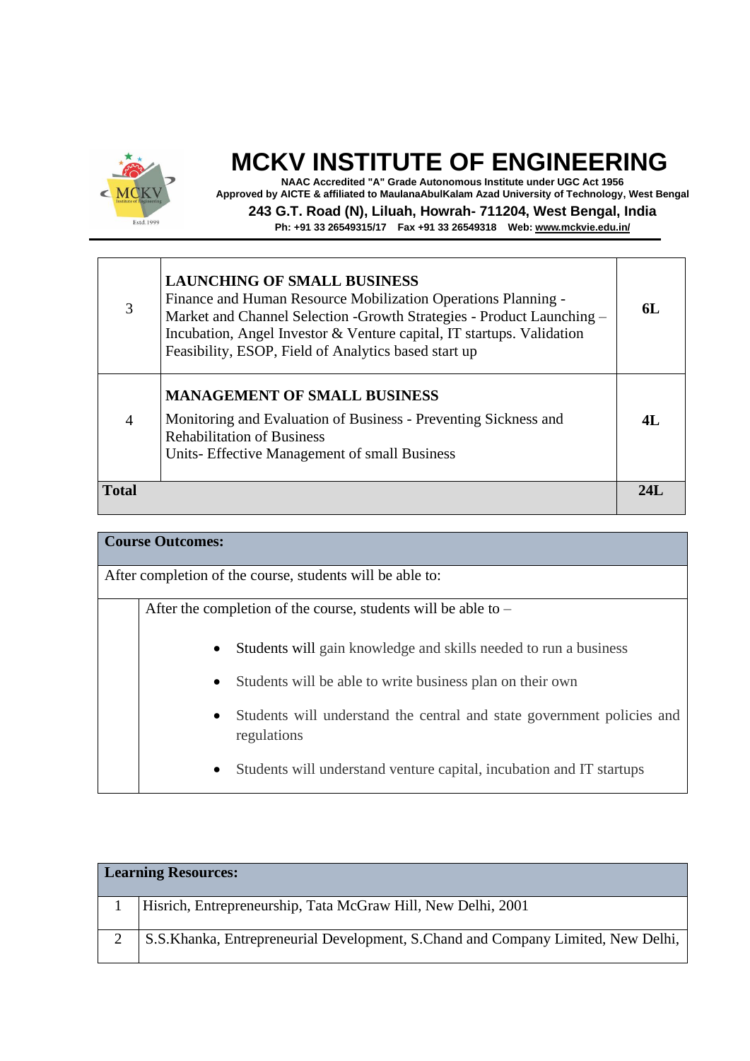| | | |
|---|---|---|
| 3 | **LAUNCHING OF SMALL BUSINESS**<br>Finance and Human Resource Mobilization Operations Planning - Market and Channel Selection -Growth Strategies - Product Launching – Incubation, Angel Investor & Venture capital, IT startups. Validation Feasibility, ESOP, Field of Analytics based start up | **6L** |
| 4 | **MANAGEMENT OF SMALL BUSINESS**<br>Monitoring and Evaluation of Business - Preventing Sickness and Rehabilitation of Business<br>Units- Effective Management of small Business | **4L** |
| **Total** | | **24L** |

| **Course Outcomes:** | |
|---|---|
| After completion of the course, students will be able to: | |
| | After the completion of the course, students will be able to –<br><br>• Students will gain knowledge and skills needed to run a business<br>• Students will be able to write business plan on their own<br>• Students will understand the central and state government policies and regulations<br>• Students will understand venture capital, incubation and IT startups |

| **Learning Resources:** | |
|---|---|
| 1 | Hisrich, Entrepreneurship, Tata McGraw Hill, New Delhi, 2001 |
| 2 | S.S.Khanka, Entrepreneurial Development, S.Chand and Company Limited, New Delhi, |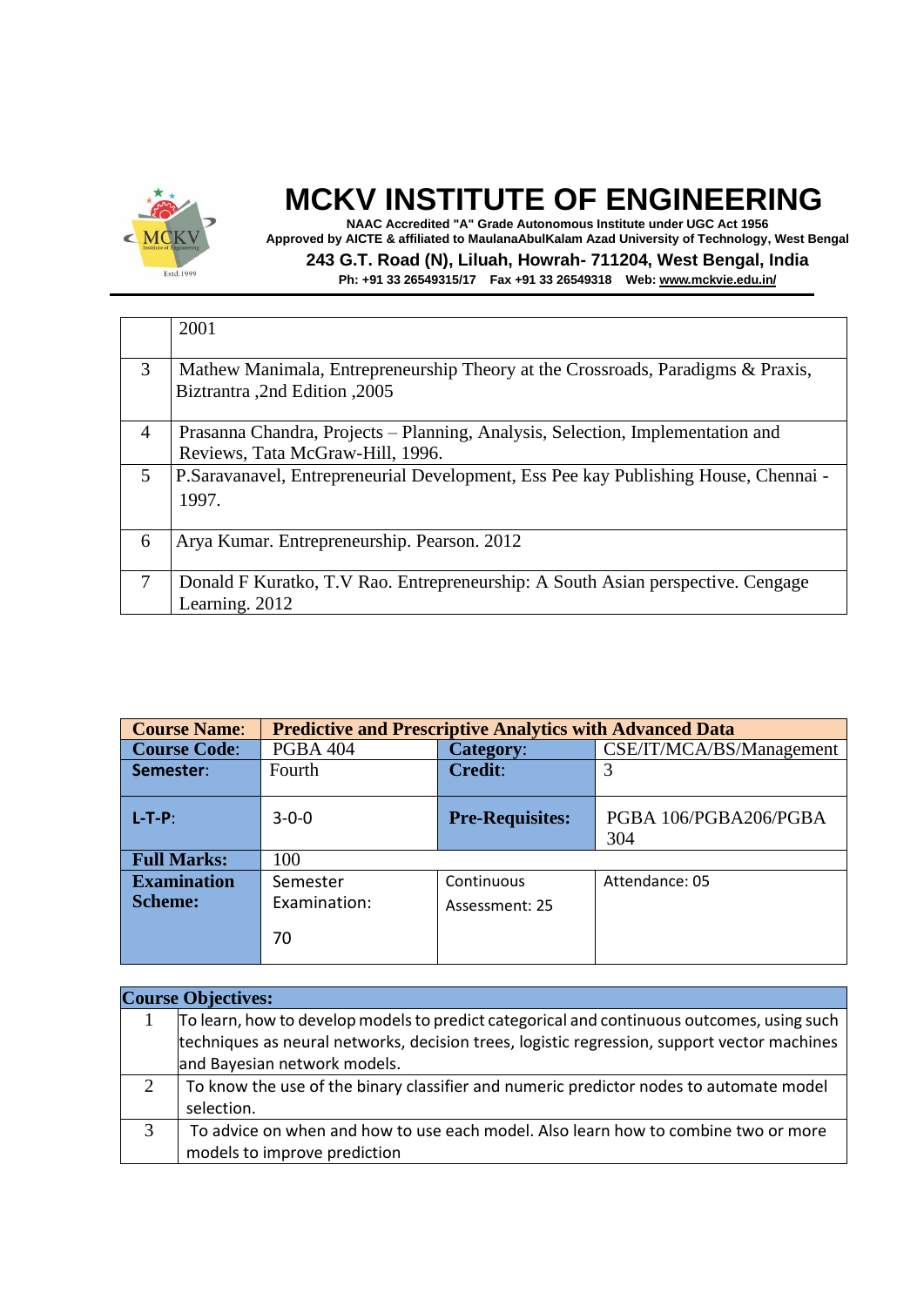| | |
|---|---|
| | 2001 |
| 3 | Mathew Manimala, Entrepreneurship Theory at the Crossroads, Paradigms & Praxis, Biztrantra ,2nd Edition ,2005 |
| 4 | Prasanna Chandra, Projects – Planning, Analysis, Selection, Implementation and Reviews, Tata McGraw-Hill, 1996. |
| 5 | P.Saravanavel, Entrepreneurial Development, Ess Pee kay Publishing House, Chennai - 1997. |
| 6 | Arya Kumar. Entrepreneurship. Pearson. 2012 |
| 7 | Donald F Kuratko, T.V Rao. Entrepreneurship: A South Asian perspective. Cengage Learning. 2012 |

| **Course Name**: | **Predictive and Prescriptive Analytics with Advanced Data** | | |
|---|---|---|---|
| **Course Code**: | PGBA 404 | **Category**: | CSE/IT/MCA/BS/Management |
| **Semester**: | Fourth | **Credit**: | 3 |
| **L-T-P**: | 3-0-0 | **Pre-Requisites:** | PGBA 106/PGBA206/PGBA 304 |
| **Full Marks:** | 100 | | |
| **Examination Scheme:** | Semester Examination: 70 | Continuous Assessment: 25 | Attendance: 05 |

| **Course Objectives:** | |
|---|---|
| 1 | To learn, how to develop models to predict categorical and continuous outcomes, using such techniques as neural networks, decision trees, logistic regression, support vector machines and Bayesian network models. |
| 2 | To know the use of the binary classifier and numeric predictor nodes to automate model selection. |
| 3 | To advice on when and how to use each model. Also learn how to combine two or more models to improve prediction |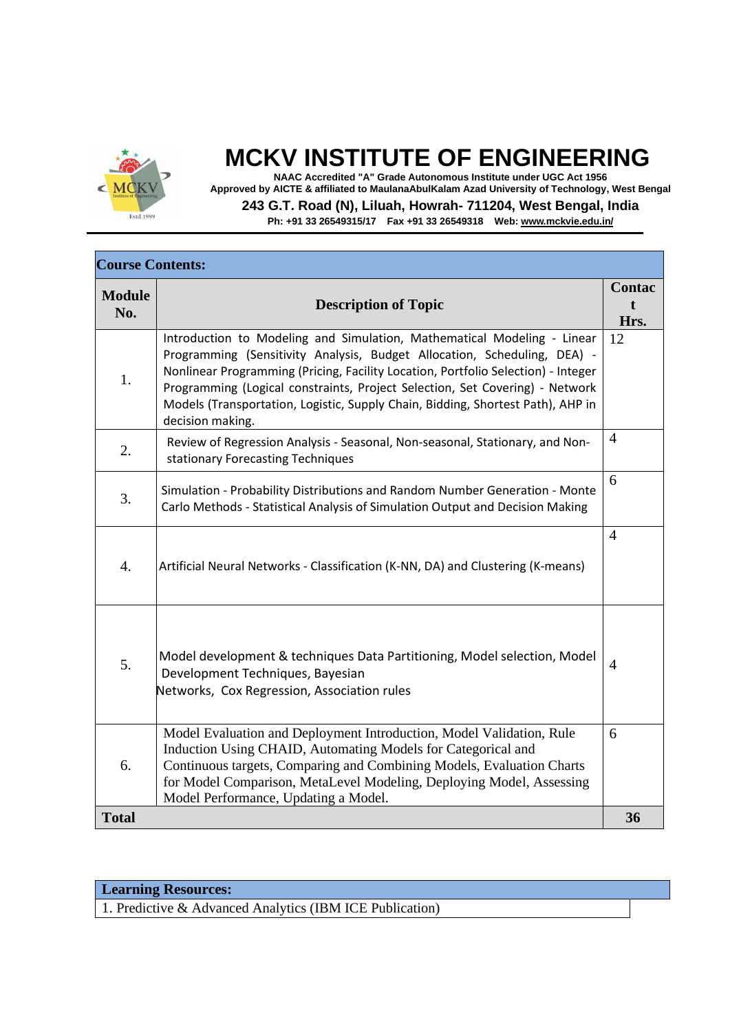# MCKV INSTITUTE OF ENGINEERING

**NAAC Accredited "A" Grade Autonomous Institute under UGC Act 1956**
**Approved by AICTE & affiliated to MaulanaAbulKalam Azad University of Technology, West Bengal**

**243 G.T. Road (N), Liluah, Howrah- 711204, West Bengal, India**

**Ph: +91 33 26549315/17 Fax +91 33 26549318 Web: www.mckvie.edu.in/**

**Course Contents:**

| Module No. | Description of Topic | Contact Hrs. |
|---|---|---|
| 1. | Introduction to Modeling and Simulation, Mathematical Modeling - Linear Programming (Sensitivity Analysis, Budget Allocation, Scheduling, DEA) - Nonlinear Programming (Pricing, Facility Location, Portfolio Selection) - Integer Programming (Logical constraints, Project Selection, Set Covering) - Network Models (Transportation, Logistic, Supply Chain, Bidding, Shortest Path), AHP in decision making. | 12 |
| 2. | Review of Regression Analysis - Seasonal, Non-seasonal, Stationary, and Non-stationary Forecasting Techniques | 4 |
| 3. | Simulation - Probability Distributions and Random Number Generation - Monte Carlo Methods - Statistical Analysis of Simulation Output and Decision Making | 6 |
| 4. | Artificial Neural Networks - Classification (K-NN, DA) and Clustering (K-means) | 4 |
| 5. | Model development & techniques Data Partitioning, Model selection, Model Development Techniques, Bayesian Networks, Cox Regression, Association rules | 4 |
| 6. | Model Evaluation and Deployment Introduction, Model Validation, Rule Induction Using CHAID, Automating Models for Categorical and Continuous targets, Comparing and Combining Models, Evaluation Charts for Model Comparison, MetaLevel Modeling, Deploying Model, Assessing Model Performance, Updating a Model. | 6 |
| **Total** | | **36** |

| **Learning Resources:** |
|---|
| 1. Predictive & Advanced Analytics (IBM ICE Publication) |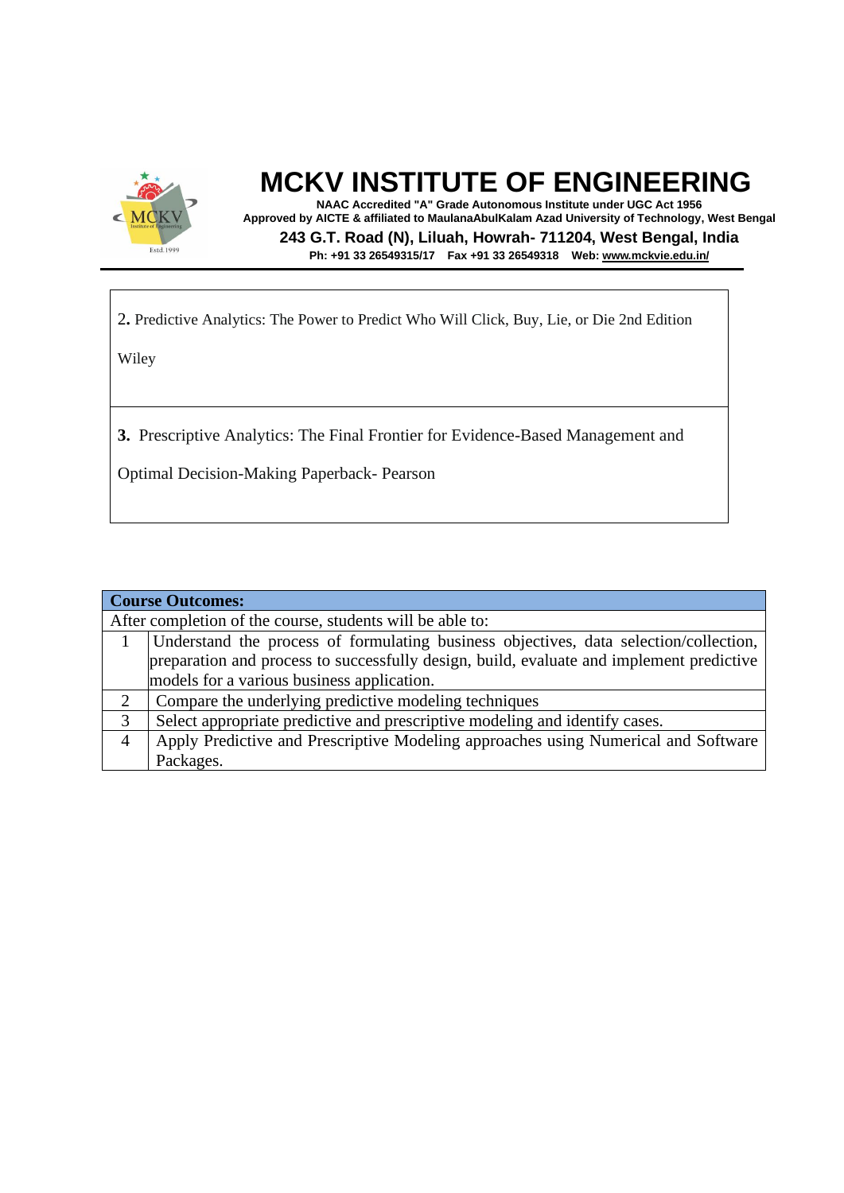| 2. Predictive Analytics: The Power to Predict Who Will Click, Buy, Lie, or Die 2nd Edition<br><br>Wiley |
|---|
| **3.** Prescriptive Analytics: The Final Frontier for Evidence-Based Management and<br><br>Optimal Decision-Making Paperback- Pearson |

| **Course Outcomes:** | |
|---|---|
| After completion of the course, students will be able to: | |
| 1 | Understand the process of formulating business objectives, data selection/collection, preparation and process to successfully design, build, evaluate and implement predictive models for a various business application. |
| 2 | Compare the underlying predictive modeling techniques |
| 3 | Select appropriate predictive and prescriptive modeling and identify cases. |
| 4 | Apply Predictive and Prescriptive Modeling approaches using Numerical and Software Packages. |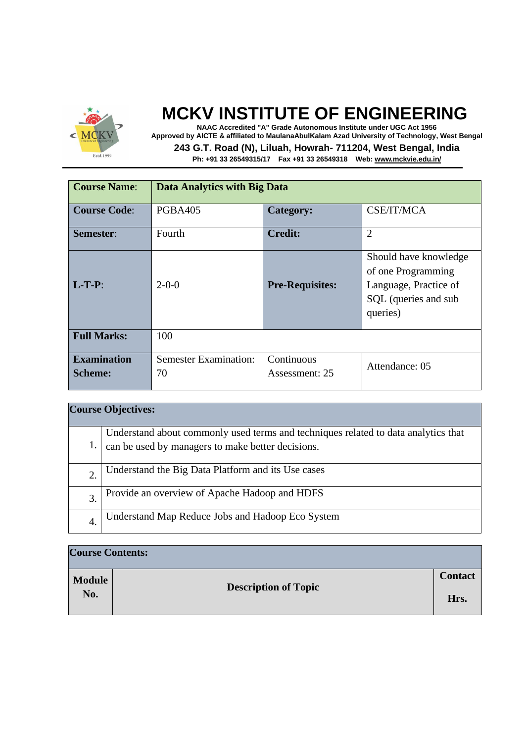# MCKV INSTITUTE OF ENGINEERING

**NAAC Accredited "A" Grade Autonomous Institute under UGC Act 1956**
**Approved by AICTE & affiliated to MaulanaAbulKalam Azad University of Technology, West Bengal**
**243 G.T. Road (N), Liluah, Howrah- 711204, West Bengal, India**
**Ph: +91 33 26549315/17 Fax +91 33 26549318 Web: www.mckvie.edu.in/**

| **Course Name**: | **Data Analytics with Big Data** | | |
|---|---|---|---|
| **Course Code**: | PGBA405 | **Category:** | CSE/IT/MCA |
| **Semester**: | Fourth | **Credit:** | 2 |
| **L-T-P**: | 2-0-0 | **Pre-Requisites:** | Should have knowledge of one Programming Language, Practice of SQL (queries and sub queries) |
| **Full Marks:** | 100 | | |
| **Examination Scheme:** | Semester Examination: 70 | Continuous Assessment: 25 | Attendance: 05 |

| **Course Objectives:** | |
|---|---|
| 1. | Understand about commonly used terms and techniques related to data analytics that can be used by managers to make better decisions. |
| 2. | Understand the Big Data Platform and its Use cases |
| 3. | Provide an overview of Apache Hadoop and HDFS |
| 4. | Understand Map Reduce Jobs and Hadoop Eco System |

**Course Contents:**

| **Module No.** | **Description of Topic** | **Contact Hrs.** |
|---|---|---|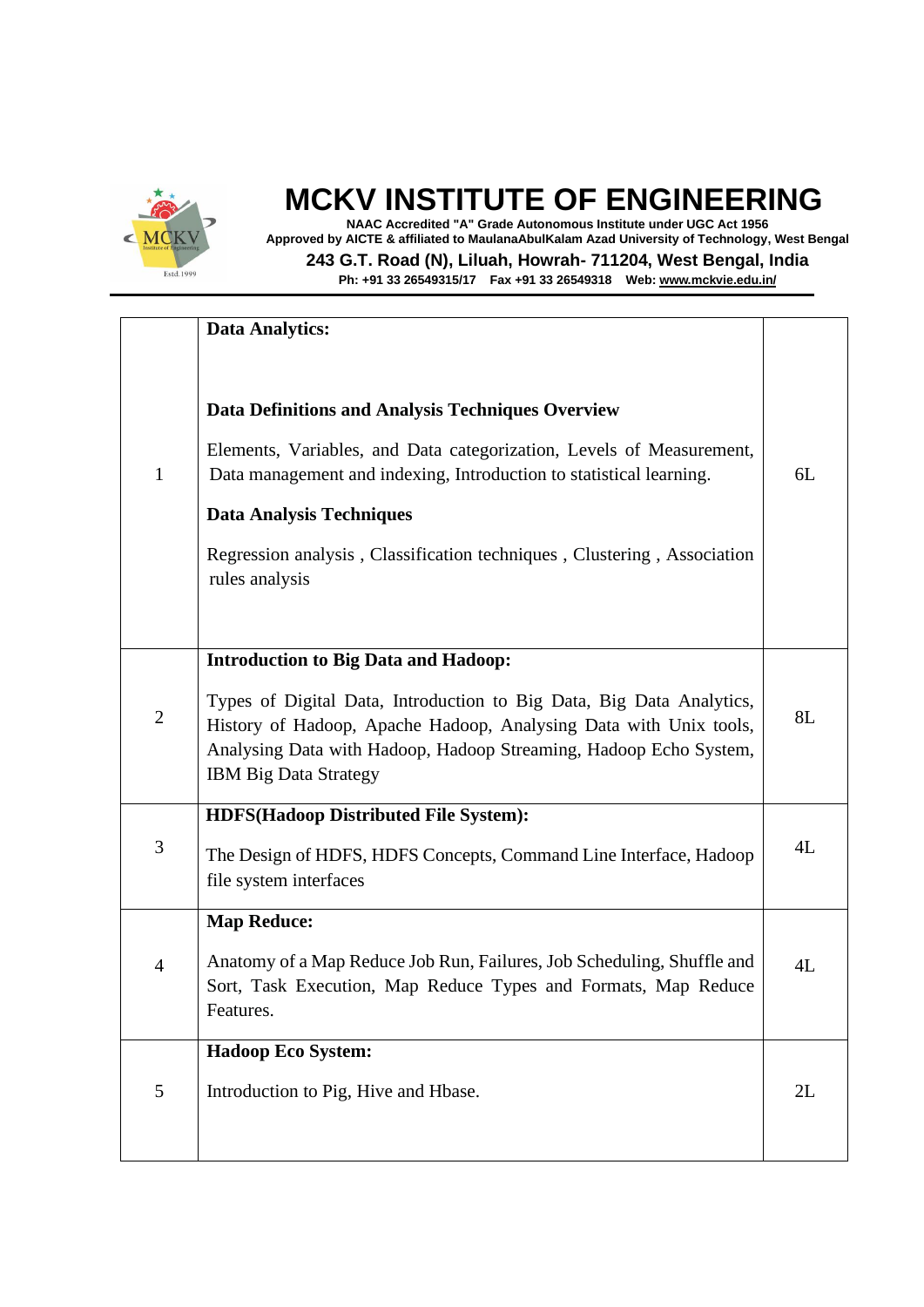| | | |
|---|---|---|
| 1 | **Data Analytics:**<br><br>**Data Definitions and Analysis Techniques Overview**<br><br>Elements, Variables, and Data categorization, Levels of Measurement, Data management and indexing, Introduction to statistical learning.<br><br>**Data Analysis Techniques**<br><br>Regression analysis , Classification techniques , Clustering , Association rules analysis | 6L |
| 2 | **Introduction to Big Data and Hadoop:**<br><br>Types of Digital Data, Introduction to Big Data, Big Data Analytics, History of Hadoop, Apache Hadoop, Analysing Data with Unix tools, Analysing Data with Hadoop, Hadoop Streaming, Hadoop Echo System, IBM Big Data Strategy | 8L |
| 3 | **HDFS(Hadoop Distributed File System):**<br><br>The Design of HDFS, HDFS Concepts, Command Line Interface, Hadoop file system interfaces | 4L |
| 4 | **Map Reduce:**<br><br>Anatomy of a Map Reduce Job Run, Failures, Job Scheduling, Shuffle and Sort, Task Execution, Map Reduce Types and Formats, Map Reduce Features. | 4L |
| 5 | **Hadoop Eco System:**<br><br>Introduction to Pig, Hive and Hbase. | 2L |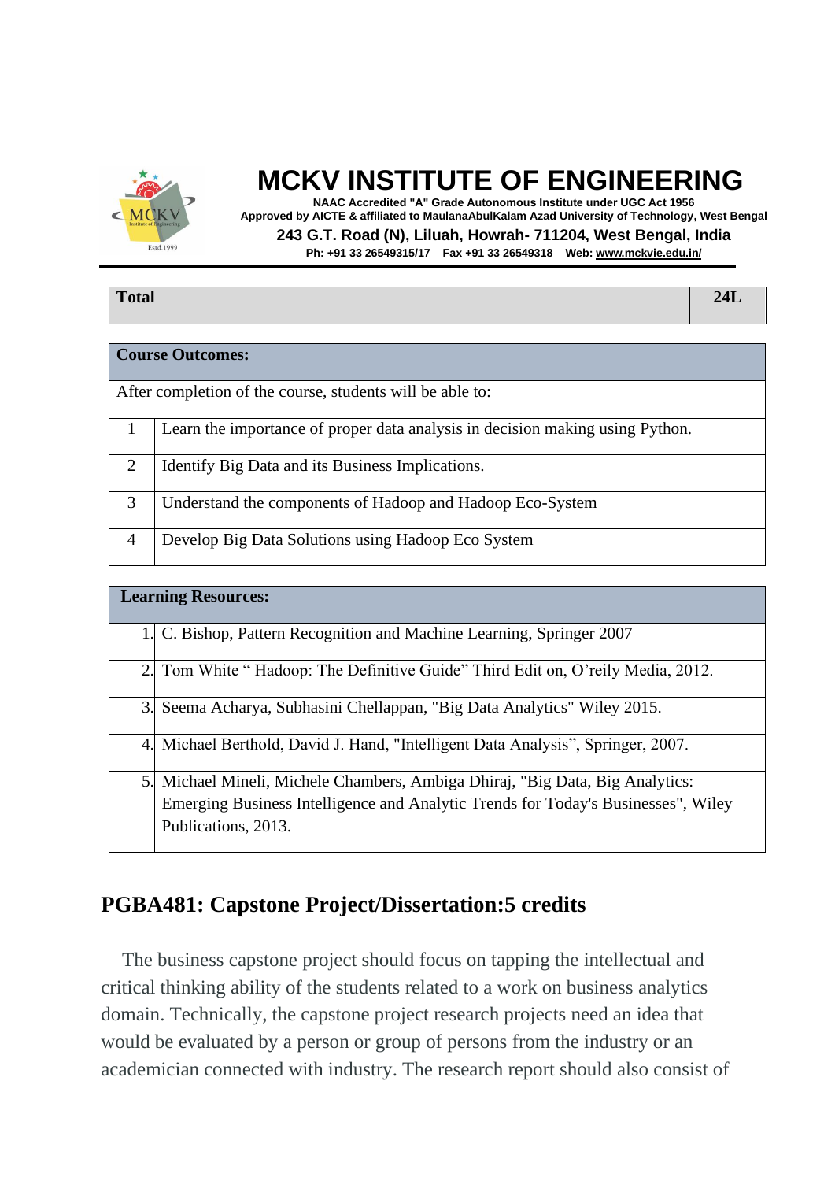| **Total** | **24L** |
|---|---|

| **Course Outcomes:** | |
|---|---|
| After completion of the course, students will be able to: | |
| 1 | Learn the importance of proper data analysis in decision making using Python. |
| 2 | Identify Big Data and its Business Implications. |
| 3 | Understand the components of Hadoop and Hadoop Eco-System |
| 4 | Develop Big Data Solutions using Hadoop Eco System |

| **Learning Resources:** | |
|---|---|
| 1. | C. Bishop, Pattern Recognition and Machine Learning, Springer 2007 |
| 2. | Tom White " Hadoop: The Definitive Guide" Third Edit on, O'reily Media, 2012. |
| 3. | Seema Acharya, Subhasini Chellappan, "Big Data Analytics" Wiley 2015. |
| 4. | Michael Berthold, David J. Hand, "Intelligent Data Analysis", Springer, 2007. |
| 5. | Michael Mineli, Michele Chambers, Ambiga Dhiraj, "Big Data, Big Analytics: Emerging Business Intelligence and Analytic Trends for Today's Businesses", Wiley Publications, 2013. |

## PGBA481: Capstone Project/Dissertation:5 credits

The business capstone project should focus on tapping the intellectual and critical thinking ability of the students related to a work on business analytics domain. Technically, the capstone project research projects need an idea that would be evaluated by a person or group of persons from the industry or an academician connected with industry. The research report should also consist of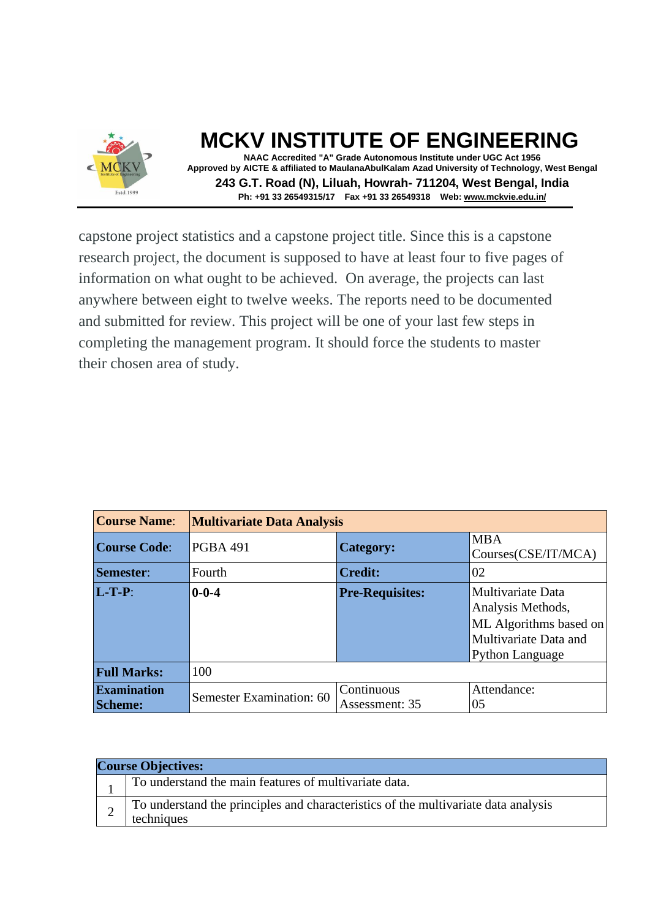capstone project statistics and a capstone project title. Since this is a capstone research project, the document is supposed to have at least four to five pages of information on what ought to be achieved. On average, the projects can last anywhere between eight to twelve weeks. The reports need to be documented and submitted for review. This project will be one of your last few steps in completing the management program. It should force the students to master their chosen area of study.

| **Course Name**: | **Multivariate Data Analysis** | | |
|---|---|---|---|
| **Course Code**: | PGBA 491 | **Category:** | MBA Courses(CSE/IT/MCA) |
| **Semester**: | Fourth | **Credit:** | 02 |
| **L-T-P**: | **0-0-4** | **Pre-Requisites:** | Multivariate Data Analysis Methods, ML Algorithms based on Multivariate Data and Python Language |
| **Full Marks:** | 100 | | |
| **Examination Scheme:** | Semester Examination: 60 | Continuous Assessment: 35 | Attendance: 05 |

| **Course Objectives:** | |
|---|---|
| 1 | To understand the main features of multivariate data. |
| 2 | To understand the principles and characteristics of the multivariate data analysis techniques |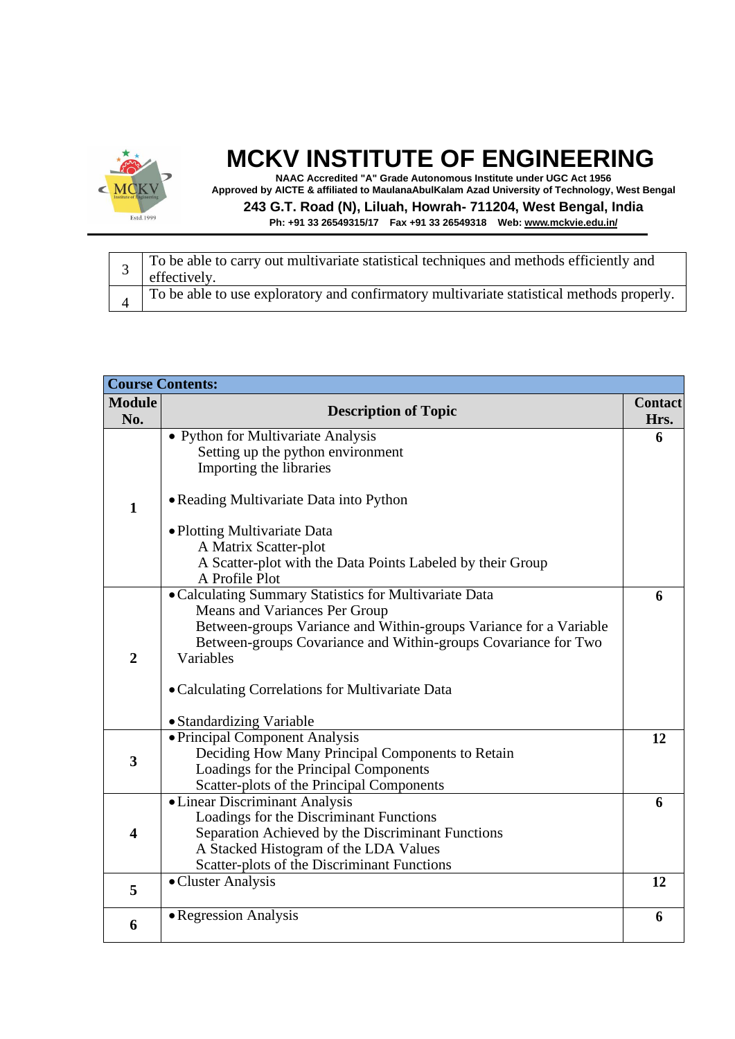| | |
|---|---|
| 3 | To be able to carry out multivariate statistical techniques and methods efficiently and effectively. |
| 4 | To be able to use exploratory and confirmatory multivariate statistical methods properly. |

| **Course Contents:** | | |
|---|---|---|
| **Module No.** | **Description of Topic** | **Contact Hrs.** |
| **1** | • Python for Multivariate Analysis<br>Setting up the python environment<br>Importing the libraries<br><br>• Reading Multivariate Data into Python<br><br>• Plotting Multivariate Data<br>A Matrix Scatter-plot<br>A Scatter-plot with the Data Points Labeled by their Group<br>A Profile Plot | **6** |
| **2** | • Calculating Summary Statistics for Multivariate Data<br>Means and Variances Per Group<br>Between-groups Variance and Within-groups Variance for a Variable<br>Between-groups Covariance and Within-groups Covariance for Two Variables<br><br>• Calculating Correlations for Multivariate Data<br><br>• Standardizing Variable | **6** |
| **3** | • Principal Component Analysis<br>Deciding How Many Principal Components to Retain<br>Loadings for the Principal Components<br>Scatter-plots of the Principal Components | **12** |
| **4** | • Linear Discriminant Analysis<br>Loadings for the Discriminant Functions<br>Separation Achieved by the Discriminant Functions<br>A Stacked Histogram of the LDA Values<br>Scatter-plots of the Discriminant Functions | **6** |
| **5** | • Cluster Analysis | **12** |
| **6** | • Regression Analysis | **6** |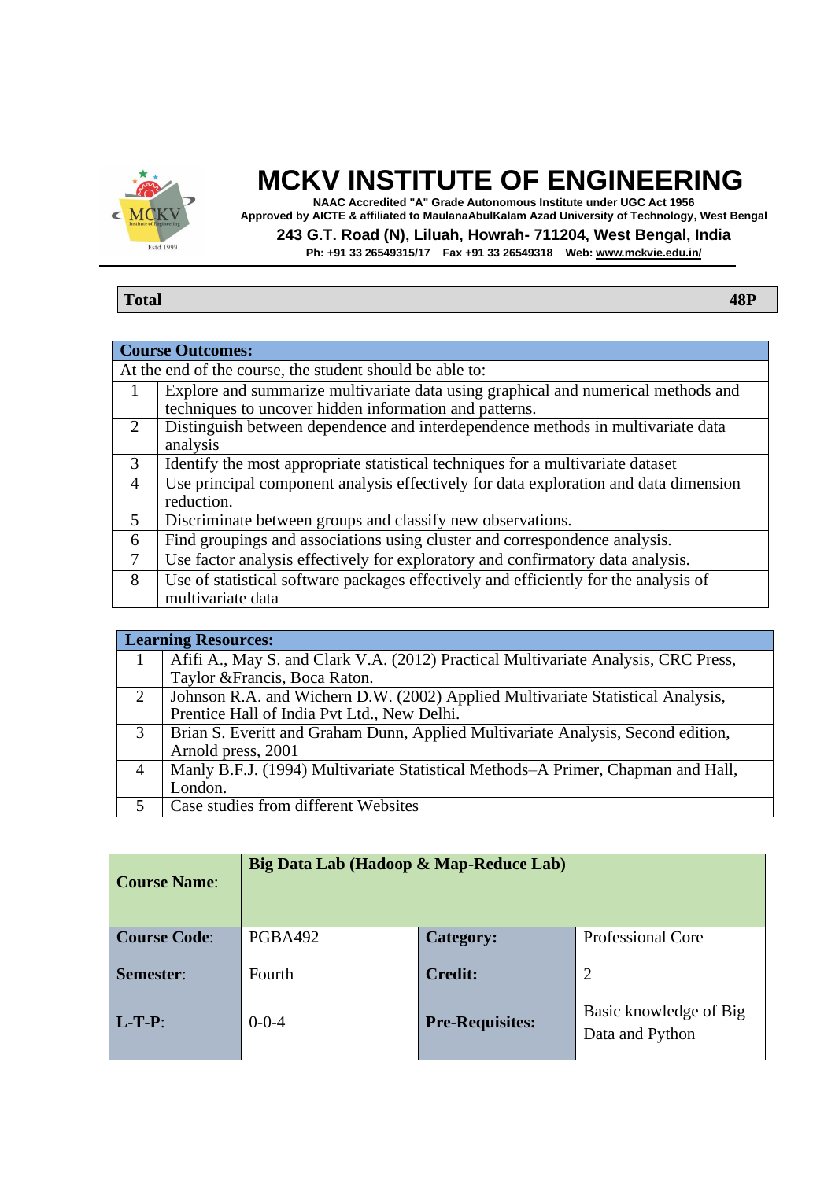| Total | 48P |
|---|---|

| Course Outcomes: | |
|---|---|
| At the end of the course, the student should be able to: | |
| 1 | Explore and summarize multivariate data using graphical and numerical methods and techniques to uncover hidden information and patterns. |
| 2 | Distinguish between dependence and interdependence methods in multivariate data analysis |
| 3 | Identify the most appropriate statistical techniques for a multivariate dataset |
| 4 | Use principal component analysis effectively for data exploration and data dimension reduction. |
| 5 | Discriminate between groups and classify new observations. |
| 6 | Find groupings and associations using cluster and correspondence analysis. |
| 7 | Use factor analysis effectively for exploratory and confirmatory data analysis. |
| 8 | Use of statistical software packages effectively and efficiently for the analysis of multivariate data |

| Learning Resources: | |
|---|---|
| 1 | Afifi A., May S. and Clark V.A. (2012) Practical Multivariate Analysis, CRC Press, Taylor &Francis, Boca Raton. |
| 2 | Johnson R.A. and Wichern D.W. (2002) Applied Multivariate Statistical Analysis, Prentice Hall of India Pvt Ltd., New Delhi. |
| 3 | Brian S. Everitt and Graham Dunn, Applied Multivariate Analysis, Second edition, Arnold press, 2001 |
| 4 | Manly B.F.J. (1994) Multivariate Statistical Methods–A Primer, Chapman and Hall, London. |
| 5 | Case studies from different Websites |

| Course Name: | Big Data Lab (Hadoop & Map-Reduce Lab) | | |
|---|---|---|---|
| Course Code: | PGBA492 | Category: | Professional Core |
| Semester: | Fourth | Credit: | 2 |
| L-T-P: | 0-0-4 | Pre-Requisites: | Basic knowledge of Big Data and Python |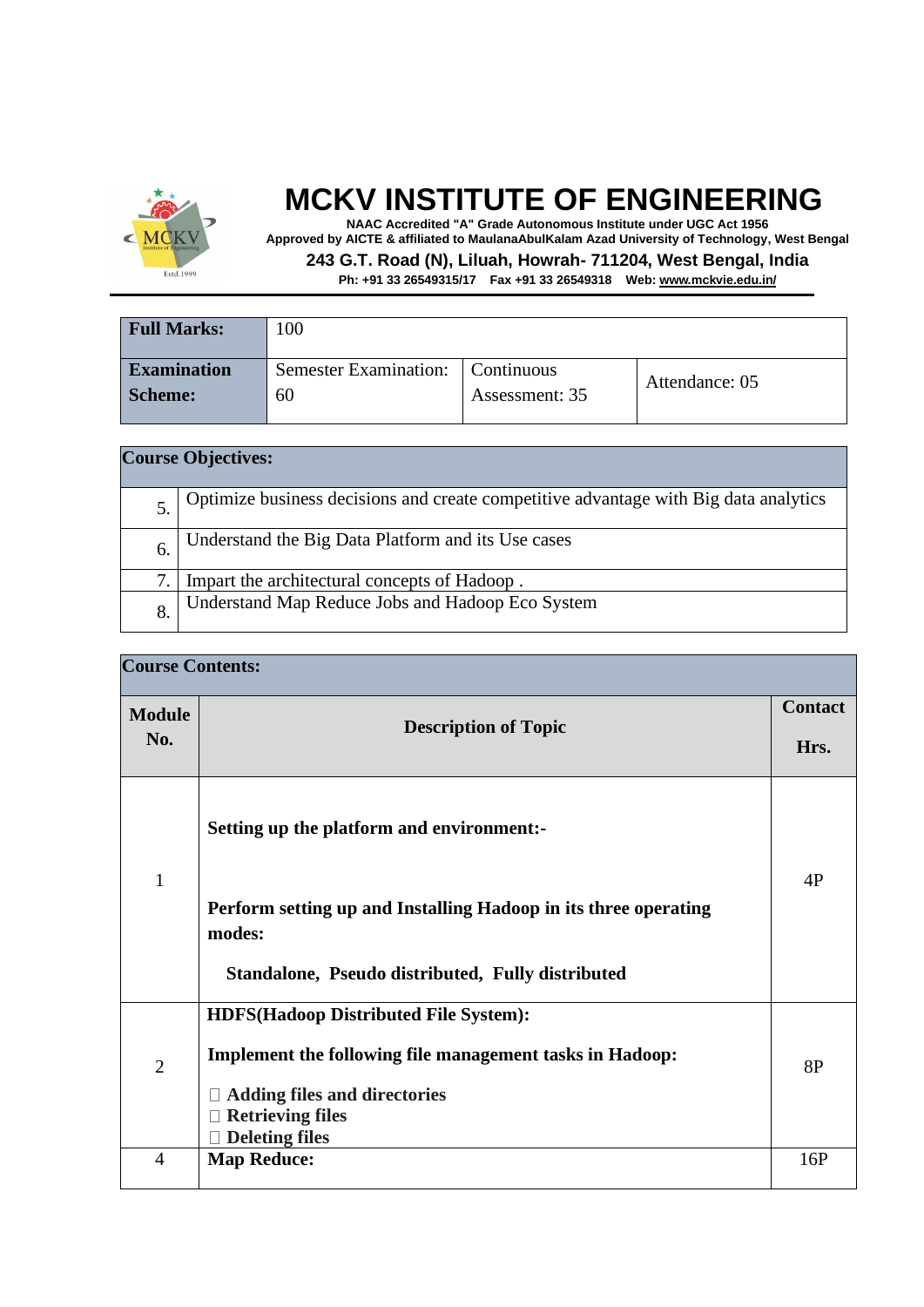# MCKV INSTITUTE OF ENGINEERING

**NAAC Accredited "A" Grade Autonomous Institute under UGC Act 1956**
**Approved by AICTE & affiliated to MaulanaAbulKalam Azad University of Technology, West Bengal**
**243 G.T. Road (N), Liluah, Howrah- 711204, West Bengal, India**
**Ph: +91 33 26549315/17 Fax +91 33 26549318 Web: www.mckvie.edu.in/**

| **Full Marks:** | 100 | | |
|---|---|---|---|
| **Examination Scheme:** | Semester Examination: 60 | Continuous Assessment: 35 | Attendance: 05 |

| **Course Objectives:** | |
|---|---|
| 5. | Optimize business decisions and create competitive advantage with Big data analytics |
| 6. | Understand the Big Data Platform and its Use cases |
| 7. | Impart the architectural concepts of Hadoop . |
| 8. | Understand Map Reduce Jobs and Hadoop Eco System |

**Course Contents:**

| **Module No.** | **Description of Topic** | **Contact Hrs.** |
|---|---|---|
| 1 | **Setting up the platform and environment:-**<br><br>**Perform setting up and Installing Hadoop in its three operating modes:**<br><br>**Standalone, Pseudo distributed, Fully distributed** | 4P |
| 2 | **HDFS(Hadoop Distributed File System):**<br><br>**Implement the following file management tasks in Hadoop:**<br><br>**Adding files and directories**<br>**Retrieving files**<br>**Deleting files** | 8P |
| 4 | **Map Reduce:** | 16P |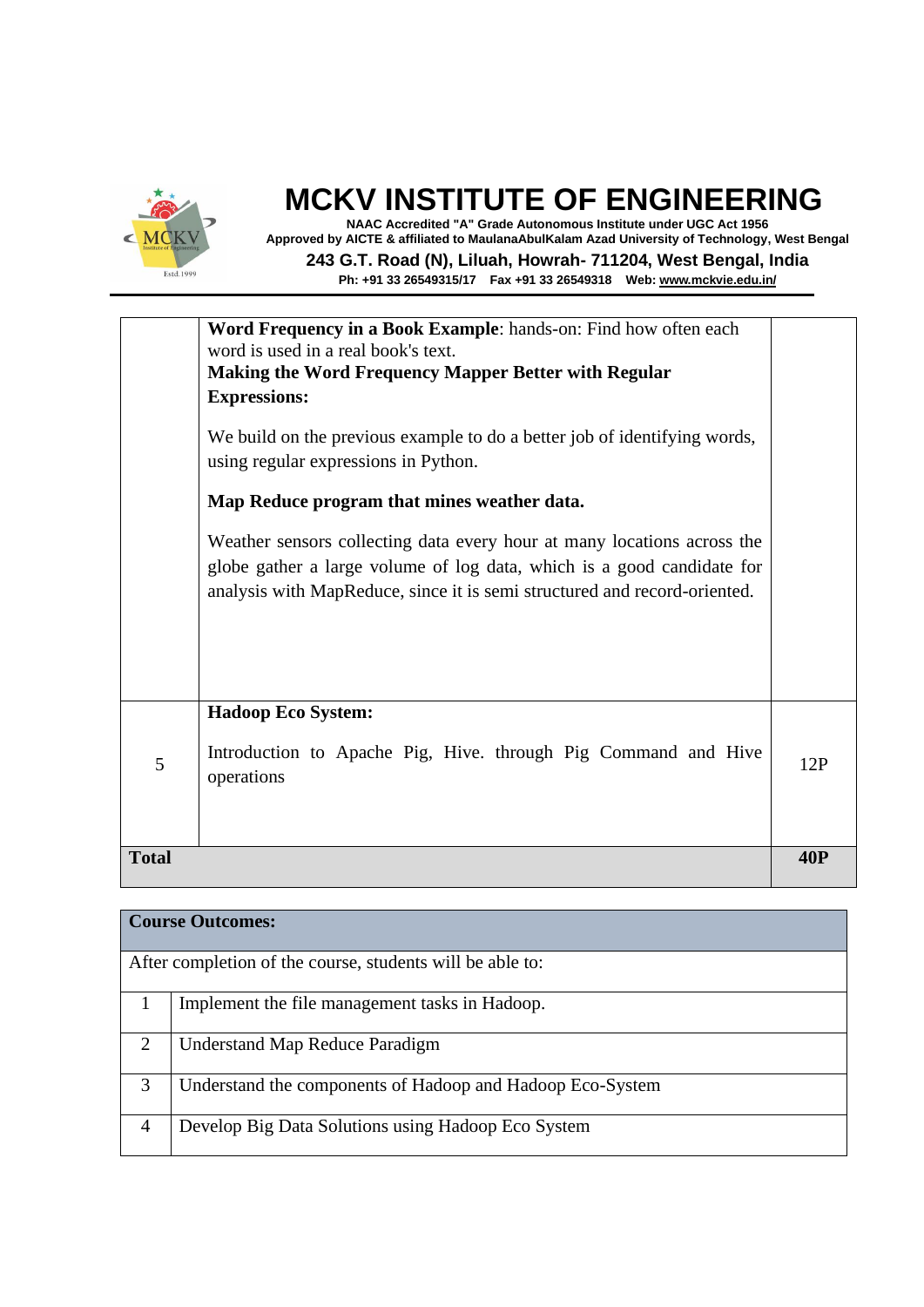| | | |
|---|---|---|
| | **Word Frequency in a Book Example**: hands-on: Find how often each word is used in a real book's text.<br>**Making the Word Frequency Mapper Better with Regular Expressions:**<br><br>We build on the previous example to do a better job of identifying words, using regular expressions in Python.<br><br>**Map Reduce program that mines weather data.**<br><br>Weather sensors collecting data every hour at many locations across the globe gather a large volume of log data, which is a good candidate for analysis with MapReduce, since it is semi structured and record-oriented. | |
| 5 | **Hadoop Eco System:**<br><br>Introduction to Apache Pig, Hive. through Pig Command and Hive operations | 12P |
| **Total** | | **40P** |

| **Course Outcomes:** | |
|---|---|
| After completion of the course, students will be able to: | |
| 1 | Implement the file management tasks in Hadoop. |
| 2 | Understand Map Reduce Paradigm |
| 3 | Understand the components of Hadoop and Hadoop Eco-System |
| 4 | Develop Big Data Solutions using Hadoop Eco System |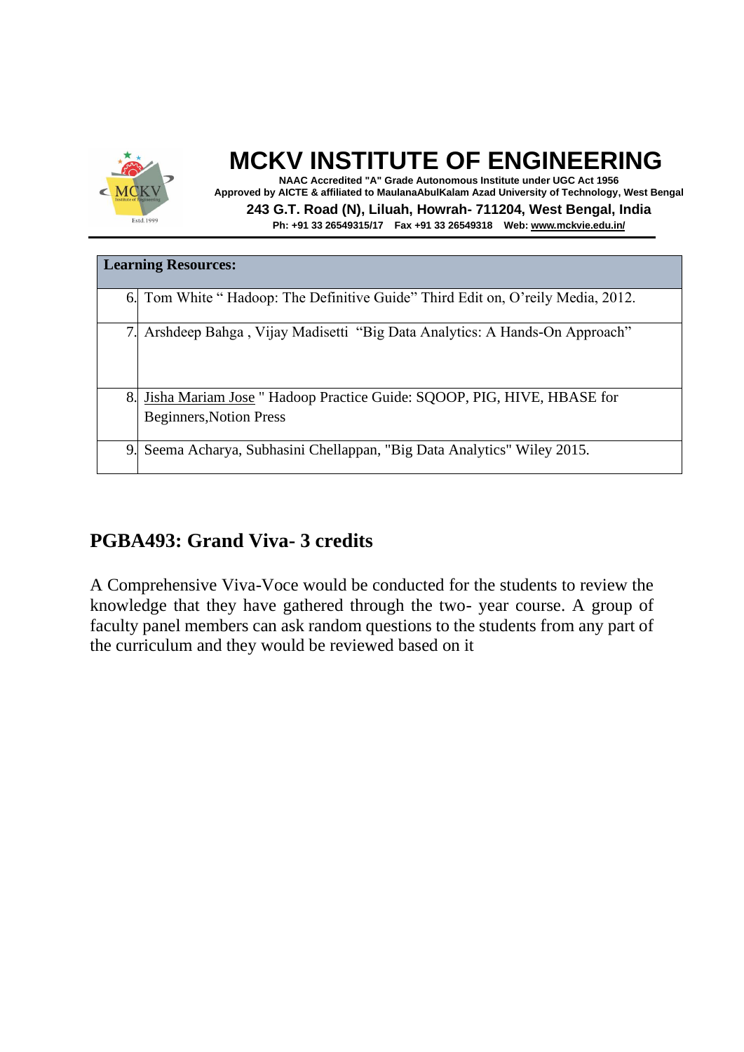| Learning Resources: |
| --- |
| 6. Tom White " Hadoop: The Definitive Guide" Third Edit on, O'reily Media, 2012. |
| 7. Arshdeep Bahga , Vijay Madisetti "Big Data Analytics: A Hands-On Approach" |
| 8. Jisha Mariam Jose " Hadoop Practice Guide: SQOOP, PIG, HIVE, HBASE for Beginners,Notion Press |
| 9. Seema Acharya, Subhasini Chellappan, "Big Data Analytics" Wiley 2015. |

## PGBA493: Grand Viva- 3 credits

A Comprehensive Viva-Voce would be conducted for the students to review the knowledge that they have gathered through the two- year course. A group of faculty panel members can ask random questions to the students from any part of the curriculum and they would be reviewed based on it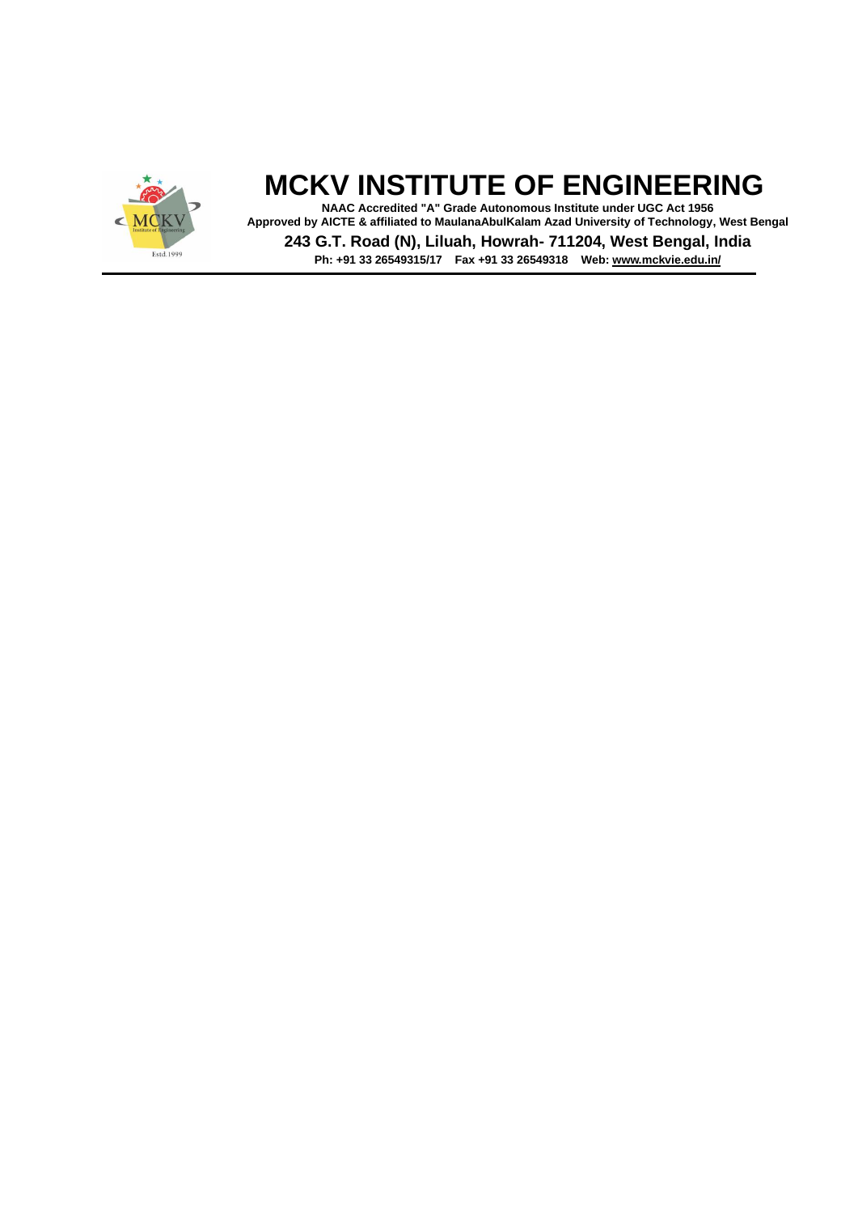# MCKV INSTITUTE OF ENGINEERING

**NAAC Accredited "A" Grade Autonomous Institute under UGC Act 1956**

**Approved by AICTE & affiliated to MaulanaAbulKalam Azad University of Technology, West Bengal**

**243 G.T. Road (N), Liluah, Howrah- 711204, West Bengal, India**

**Ph: +91 33 26549315/17 Fax +91 33 26549318 Web: www.mckvie.edu.in/**